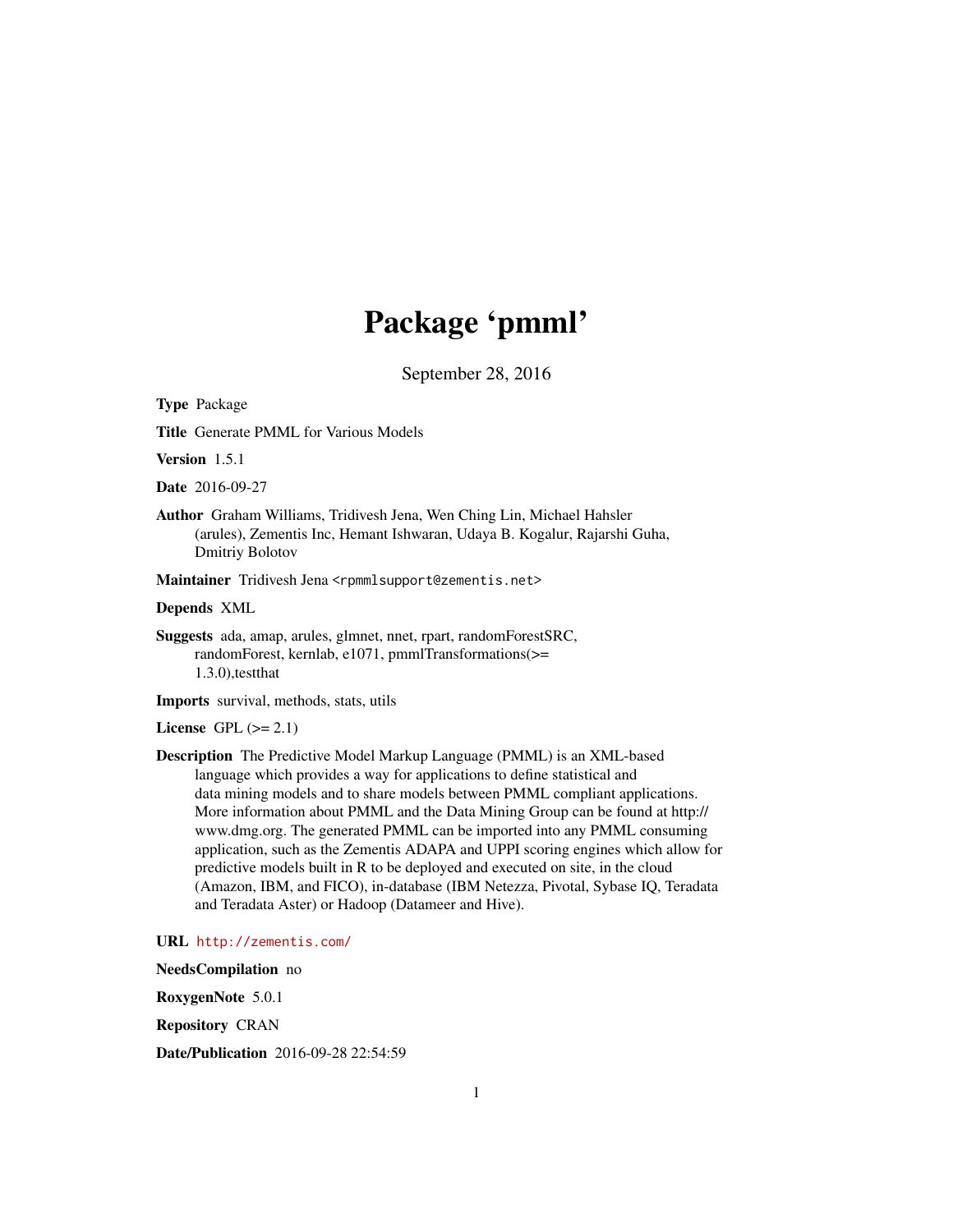# Package 'pmml'

September 28, 2016

**Type** Package

**Title** Generate PMML for Various Models

**Version** 1.5.1

**Date** 2016-09-27

**Author** Graham Williams, Tridivesh Jena, Wen Ching Lin, Michael Hahsler (arules), Zementis Inc, Hemant Ishwaran, Udaya B. Kogalur, Rajarshi Guha, Dmitriy Bolotov

**Maintainer** Tridivesh Jena <rpmmlsupport@zementis.net>

**Depends** XML

**Suggests** ada, amap, arules, glmnet, nnet, rpart, randomForestSRC, randomForest, kernlab, e1071, pmmlTransformations(>= 1.3.0),testthat

**Imports** survival, methods, stats, utils

**License** GPL (>= 2.1)

**Description** The Predictive Model Markup Language (PMML) is an XML-based language which provides a way for applications to define statistical and data mining models and to share models between PMML compliant applications. More information about PMML and the Data Mining Group can be found at http://www.dmg.org. The generated PMML can be imported into any PMML consuming application, such as the Zementis ADAPA and UPPI scoring engines which allow for predictive models built in R to be deployed and executed on site, in the cloud (Amazon, IBM, and FICO), in-database (IBM Netezza, Pivotal, Sybase IQ, Teradata and Teradata Aster) or Hadoop (Datameer and Hive).

**URL** http://zementis.com/

**NeedsCompilation** no

**RoxygenNote** 5.0.1

**Repository** CRAN

**Date/Publication** 2016-09-28 22:54:59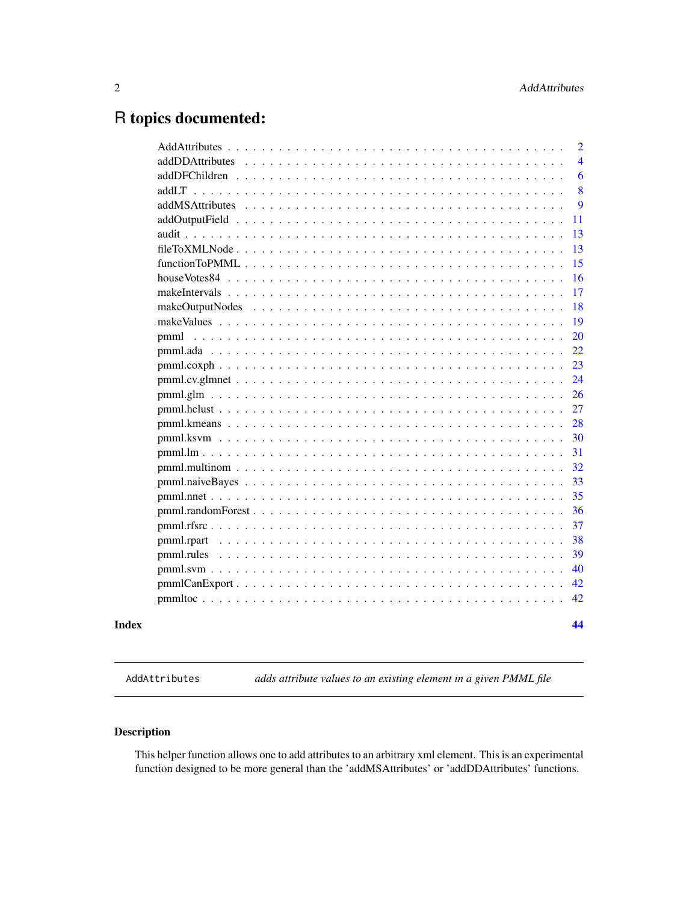# R topics documented:

| | |
|---|---|
| AddAttributes | 2 |
| addDDAttributes | 4 |
| addDFChildren | 6 |
| addLT | 8 |
| addMSAttributes | 9 |
| addOutputField | 11 |
| audit | 13 |
| fileToXMLNode | 13 |
| functionToPMML | 15 |
| houseVotes84 | 16 |
| makeIntervals | 17 |
| makeOutputNodes | 18 |
| makeValues | 19 |
| pmml | 20 |
| pmml.ada | 22 |
| pmml.coxph | 23 |
| pmml.cv.glmnet | 24 |
| pmml.glm | 26 |
| pmml.hclust | 27 |
| pmml.kmeans | 28 |
| pmml.ksvm | 30 |
| pmml.lm | 31 |
| pmml.multinom | 32 |
| pmml.naiveBayes | 33 |
| pmml.nnet | 35 |
| pmml.randomForest | 36 |
| pmml.rfsrc | 37 |
| pmml.rpart | 38 |
| pmml.rules | 39 |
| pmml.svm | 40 |
| pmmlCanExport | 42 |
| pmmltoc | 42 |

**Index** **44**

---

`AddAttributes` *adds attribute values to an existing element in a given PMML file*

---

## Description

This helper function allows one to add attributes to an arbitrary xml element. This is an experimental function designed to be more general than the 'addMSAttributes' or 'addDDAttributes' functions.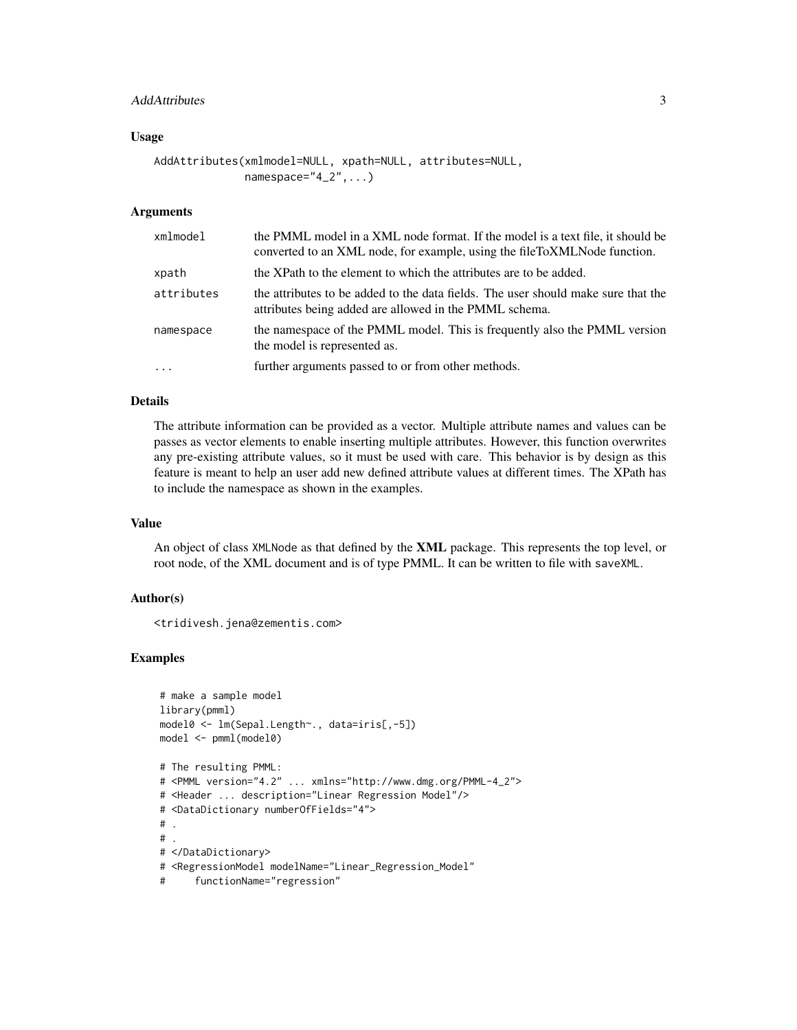### Usage

```
AddAttributes(xmlmodel=NULL, xpath=NULL, attributes=NULL,
              namespace="4_2",...)
```

### Arguments

| | |
|---|---|
| `xmlmodel` | the PMML model in a XML node format. If the model is a text file, it should be converted to an XML node, for example, using the fileToXMLNode function. |
| `xpath` | the XPath to the element to which the attributes are to be added. |
| `attributes` | the attributes to be added to the data fields. The user should make sure that the attributes being added are allowed in the PMML schema. |
| `namespace` | the namespace of the PMML model. This is frequently also the PMML version the model is represented as. |
| `...` | further arguments passed to or from other methods. |

### Details

The attribute information can be provided as a vector. Multiple attribute names and values can be passes as vector elements to enable inserting multiple attributes. However, this function overwrites any pre-existing attribute values, so it must be used with care. This behavior is by design as this feature is meant to help an user add new defined attribute values at different times. The XPath has to include the namespace as shown in the examples.

### Value

An object of class `XMLNode` as that defined by the **XML** package. This represents the top level, or root node, of the XML document and is of type PMML. It can be written to file with `saveXML`.

### Author(s)

`<tridivesh.jena@zementis.com>`

### Examples

```
# make a sample model
library(pmml)
model0 <- lm(Sepal.Length~., data=iris[,-5])
model <- pmml(model0)

# The resulting PMML:
# <PMML version="4.2" ... xmlns="http://www.dmg.org/PMML-4_2">
# <Header ... description="Linear Regression Model"/>
# <DataDictionary numberOfFields="4">
# .
# .
# </DataDictionary>
# <RegressionModel modelName="Linear_Regression_Model"
#     functionName="regression"
```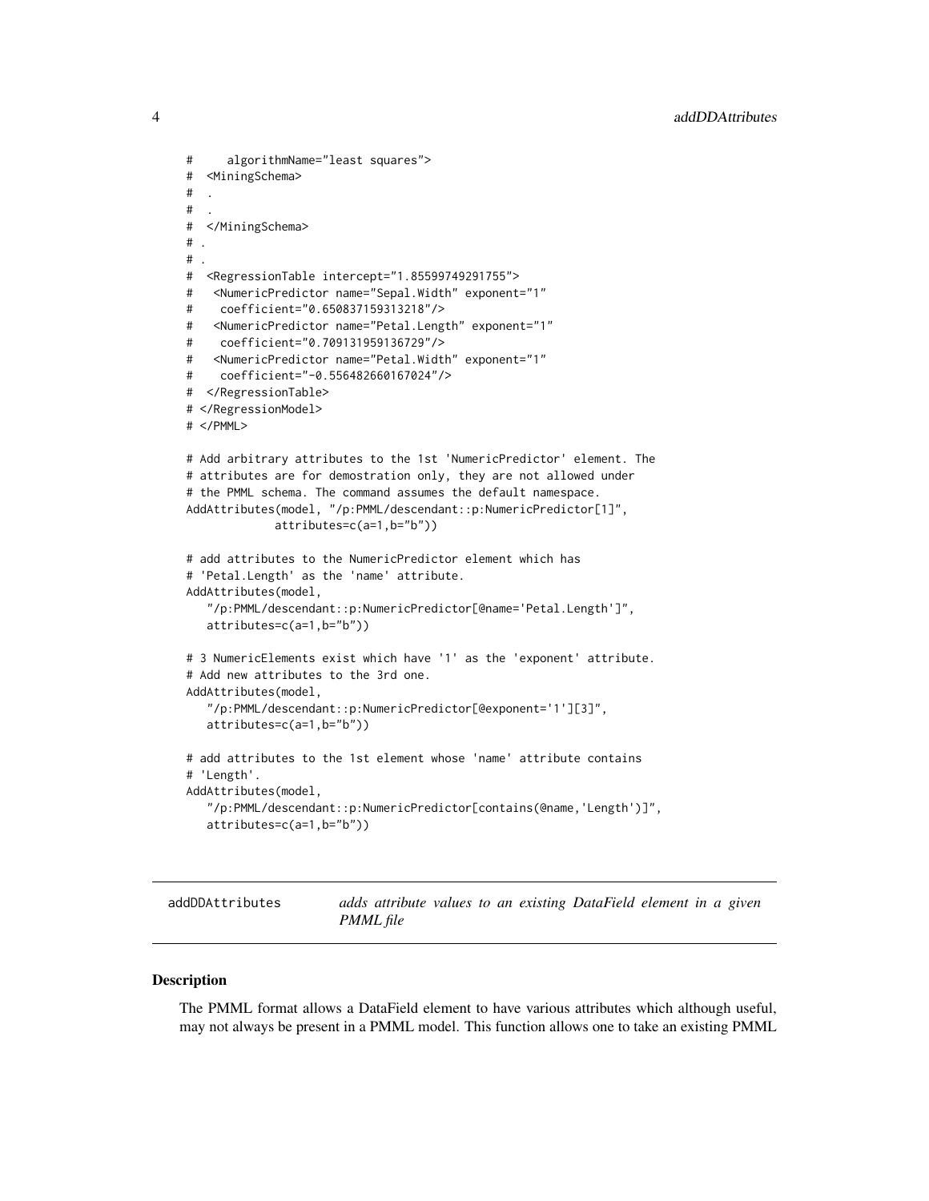```
#     algorithmName="least squares">
#  <MiningSchema>
#  .
#  .
#  </MiningSchema>
# .
# .
#  <RegressionTable intercept="1.85599749291755">
#   <NumericPredictor name="Sepal.Width" exponent="1"
#    coefficient="0.650837159313218"/>
#   <NumericPredictor name="Petal.Length" exponent="1"
#    coefficient="0.709131959136729"/>
#   <NumericPredictor name="Petal.Width" exponent="1"
#    coefficient="-0.556482660167024"/>
#  </RegressionTable>
# </RegressionModel>
# </PMML>

# Add arbitrary attributes to the 1st 'NumericPredictor' element. The
# attributes are for demostration only, they are not allowed under
# the PMML schema. The command assumes the default namespace.
AddAttributes(model, "/p:PMML/descendant::p:NumericPredictor[1]",
             attributes=c(a=1,b="b"))

# add attributes to the NumericPredictor element which has
# 'Petal.Length' as the 'name' attribute.
AddAttributes(model,
   "/p:PMML/descendant::p:NumericPredictor[@name='Petal.Length']",
   attributes=c(a=1,b="b"))

# 3 NumericElements exist which have '1' as the 'exponent' attribute.
# Add new attributes to the 3rd one.
AddAttributes(model,
   "/p:PMML/descendant::p:NumericPredictor[@exponent='1'][3]",
   attributes=c(a=1,b="b"))

# add attributes to the 1st element whose 'name' attribute contains
# 'Length'.
AddAttributes(model,
   "/p:PMML/descendant::p:NumericPredictor[contains(@name,'Length')]",
   attributes=c(a=1,b="b"))
```

---

## addDDAttributes — *adds attribute values to an existing DataField element in a given PMML file*

### Description

The PMML format allows a DataField element to have various attributes which although useful, may not always be present in a PMML model. This function allows one to take an existing PMML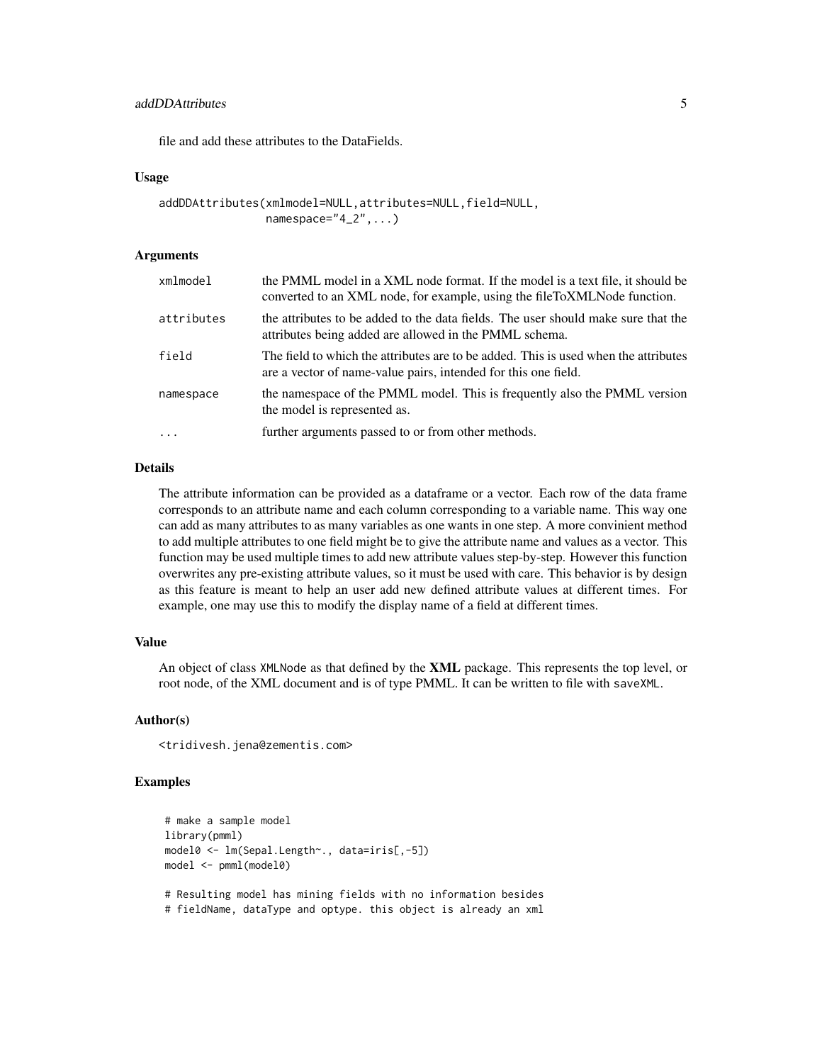file and add these attributes to the DataFields.

### Usage

```
addDDAttributes(xmlmodel=NULL,attributes=NULL,field=NULL,
                namespace="4_2",...)
```

### Arguments

| | |
|---|---|
| xmlmodel | the PMML model in a XML node format. If the model is a text file, it should be converted to an XML node, for example, using the fileToXMLNode function. |
| attributes | the attributes to be added to the data fields. The user should make sure that the attributes being added are allowed in the PMML schema. |
| field | The field to which the attributes are to be added. This is used when the attributes are a vector of name-value pairs, intended for this one field. |
| namespace | the namespace of the PMML model. This is frequently also the PMML version the model is represented as. |
| ... | further arguments passed to or from other methods. |

### Details

The attribute information can be provided as a dataframe or a vector. Each row of the data frame corresponds to an attribute name and each column corresponding to a variable name. This way one can add as many attributes to as many variables as one wants in one step. A more convinient method to add multiple attributes to one field might be to give the attribute name and values as a vector. This function may be used multiple times to add new attribute values step-by-step. However this function overwrites any pre-existing attribute values, so it must be used with care. This behavior is by design as this feature is meant to help an user add new defined attribute values at different times. For example, one may use this to modify the display name of a field at different times.

### Value

An object of class XMLNode as that defined by the **XML** package. This represents the top level, or root node, of the XML document and is of type PMML. It can be written to file with saveXML.

### Author(s)

<tridivesh.jena@zementis.com>

### Examples

```
 # make a sample model
 library(pmml)
 model0 <- lm(Sepal.Length~., data=iris[,-5])
 model <- pmml(model0)

 # Resulting model has mining fields with no information besides
 # fieldName, dataType and optype. this object is already an xml
```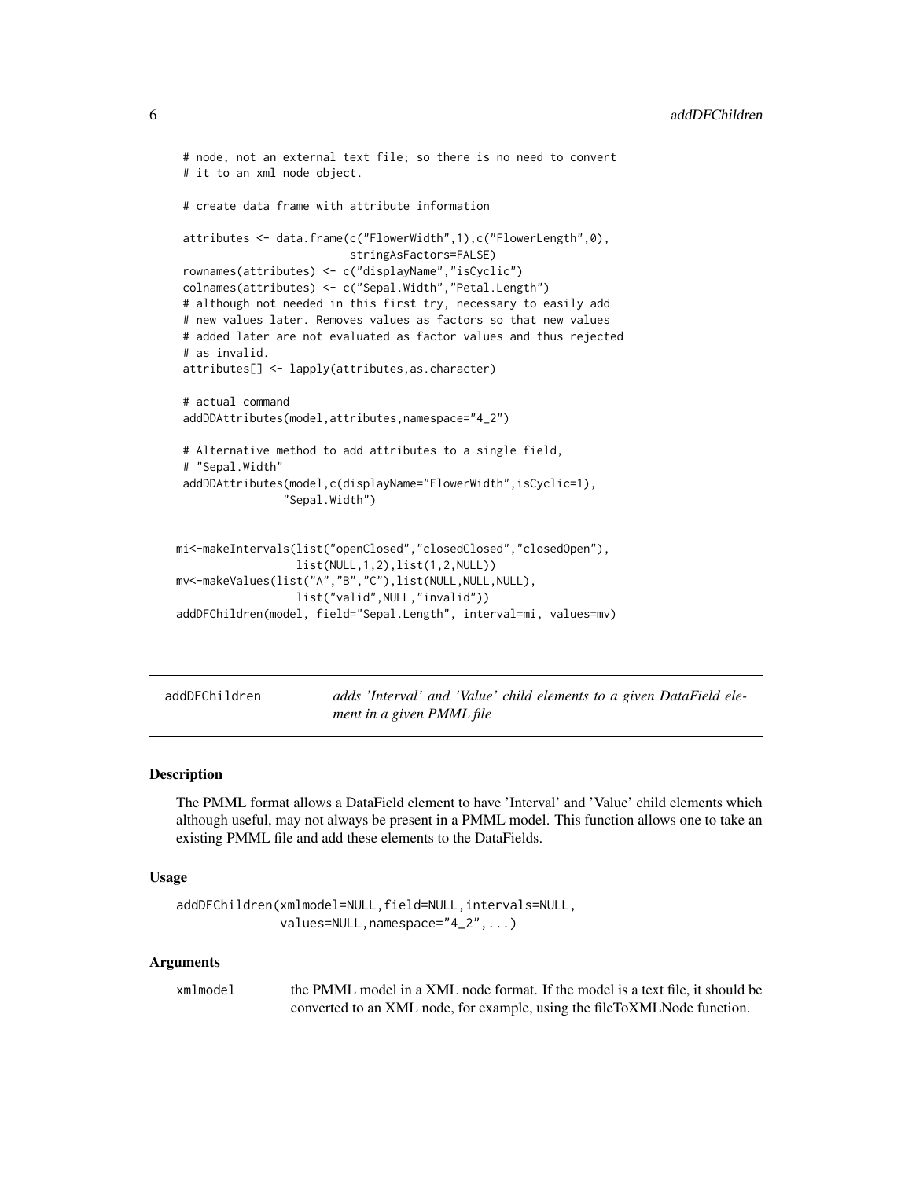```
 # node, not an external text file; so there is no need to convert
 # it to an xml node object.

 # create data frame with attribute information

 attributes <- data.frame(c("FlowerWidth",1),c("FlowerLength",0),
                          stringsAsFactors=FALSE)
 rownames(attributes) <- c("displayName","isCyclic")
 colnames(attributes) <- c("Sepal.Width","Petal.Length")
 # although not needed in this first try, necessary to easily add
 # new values later. Removes values as factors so that new values
 # added later are not evaluated as factor values and thus rejected
 # as invalid.
 attributes[] <- lapply(attributes,as.character)

 # actual command
 addDDAttributes(model,attributes,namespace="4_2")

 # Alternative method to add attributes to a single field,
 # "Sepal.Width"
 addDDAttributes(model,c(displayName="FlowerWidth",isCyclic=1),
                "Sepal.Width")


mi<-makeIntervals(list("openClosed","closedClosed","closedOpen"),
                  list(NULL,1,2),list(1,2,NULL))
mv<-makeValues(list("A","B","C"),list(NULL,NULL,NULL),
                  list("valid",NULL,"invalid"))
addDFChildren(model, field="Sepal.Length", interval=mi, values=mv)
```

---

## addDFChildren — *adds 'Interval' and 'Value' child elements to a given DataField element in a given PMML file*

### Description

The PMML format allows a DataField element to have 'Interval' and 'Value' child elements which although useful, may not always be present in a PMML model. This function allows one to take an existing PMML file and add these elements to the DataFields.

### Usage

```
addDFChildren(xmlmodel=NULL,field=NULL,intervals=NULL,
              values=NULL,namespace="4_2",...)
```

### Arguments

| | |
|---|---|
| xmlmodel | the PMML model in a XML node format. If the model is a text file, it should be converted to an XML node, for example, using the fileToXMLNode function. |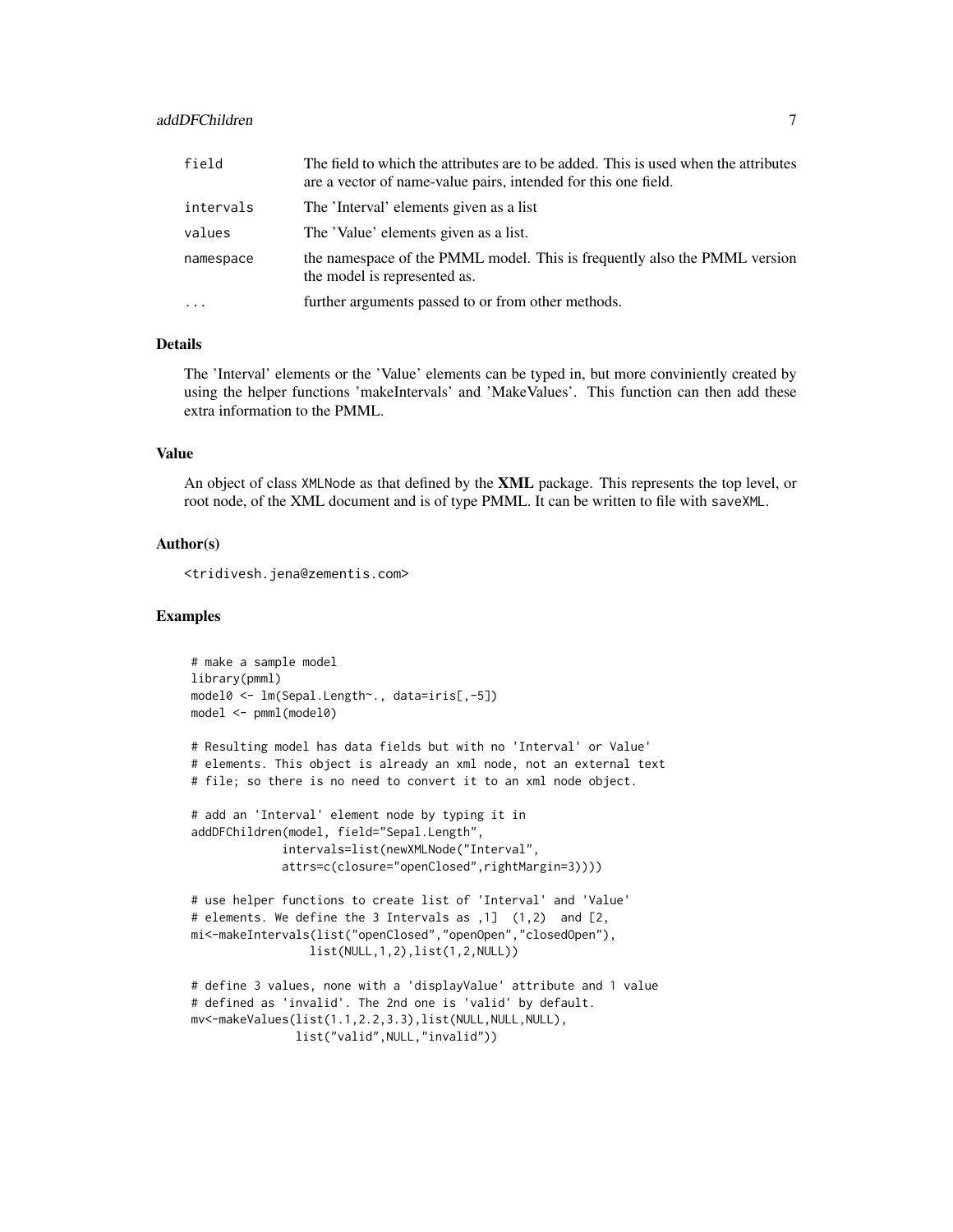| | |
|---|---|
| field | The field to which the attributes are to be added. This is used when the attributes are a vector of name-value pairs, intended for this one field. |
| intervals | The 'Interval' elements given as a list |
| values | The 'Value' elements given as a list. |
| namespace | the namespace of the PMML model. This is frequently also the PMML version the model is represented as. |
| ... | further arguments passed to or from other methods. |

### Details

The 'Interval' elements or the 'Value' elements can be typed in, but more conviniently created by using the helper functions 'makeIntervals' and 'MakeValues'. This function can then add these extra information to the PMML.

### Value

An object of class XMLNode as that defined by the **XML** package. This represents the top level, or root node, of the XML document and is of type PMML. It can be written to file with saveXML.

### Author(s)

<tridivesh.jena@zementis.com>

### Examples

```
# make a sample model
library(pmml)
model0 <- lm(Sepal.Length~., data=iris[,-5])
model <- pmml(model0)

# Resulting model has data fields but with no 'Interval' or Value'
# elements. This object is already an xml node, not an external text
# file; so there is no need to convert it to an xml node object.

# add an 'Interval' element node by typing it in
addDFChildren(model, field="Sepal.Length",
             intervals=list(newXMLNode("Interval",
             attrs=c(closure="openClosed",rightMargin=3))))

# use helper functions to create list of 'Interval' and 'Value'
# elements. We define the 3 Intervals as ,1]  (1,2)  and [2,
mi<-makeIntervals(list("openClosed","openOpen","closedOpen"),
                 list(NULL,1,2),list(1,2,NULL))

# define 3 values, none with a 'displayValue' attribute and 1 value
# defined as 'invalid'. The 2nd one is 'valid' by default.
mv<-makeValues(list(1.1,2.2,3.3),list(NULL,NULL,NULL),
               list("valid",NULL,"invalid"))
```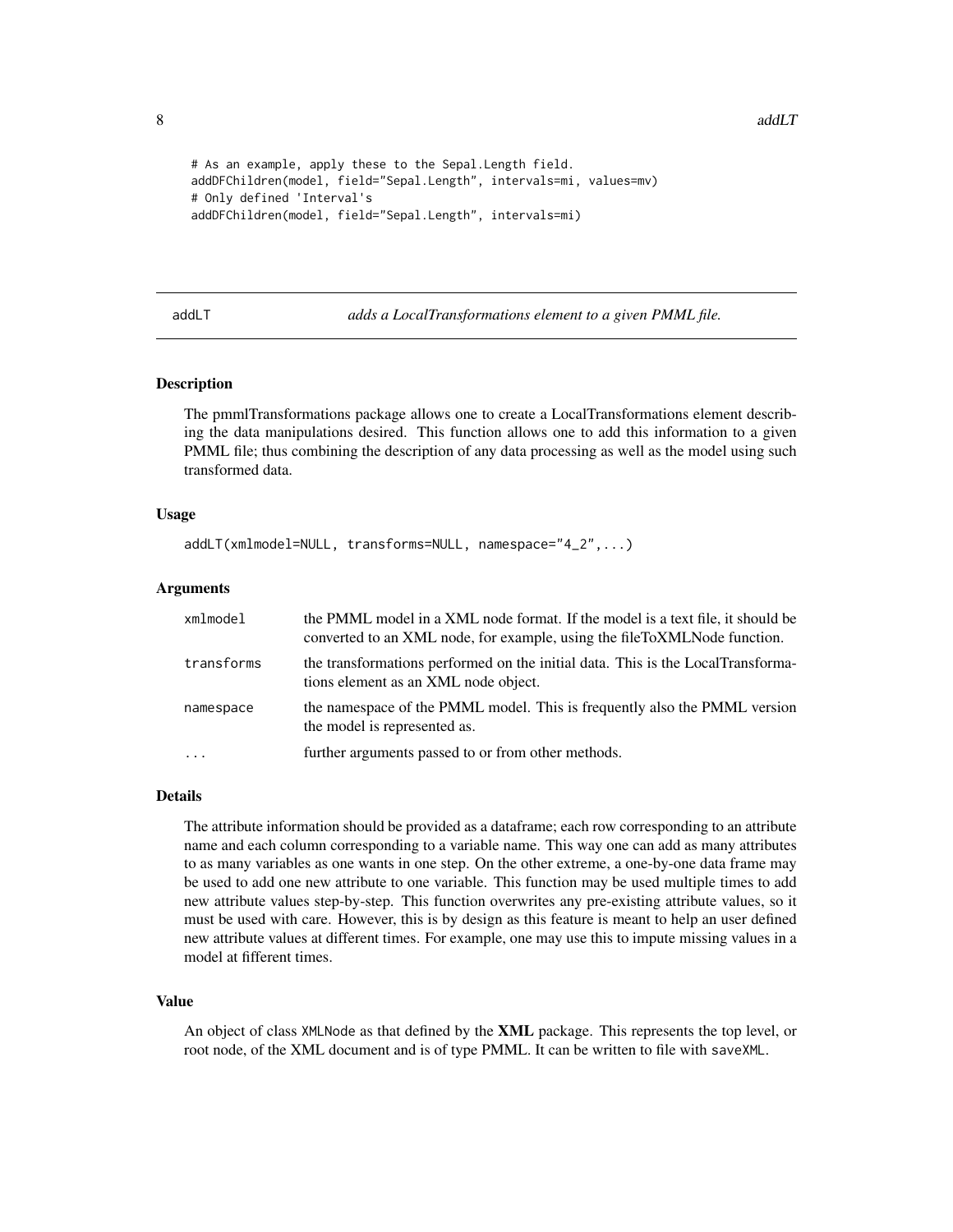```
# As an example, apply these to the Sepal.Length field.
addDFChildren(model, field="Sepal.Length", intervals=mi, values=mv)
# Only defined 'Interval's
addDFChildren(model, field="Sepal.Length", intervals=mi)
```

---

## addLT — *adds a LocalTransformations element to a given PMML file.*

---

### Description

The pmmlTransformations package allows one to create a LocalTransformations element describing the data manipulations desired. This function allows one to add this information to a given PMML file; thus combining the description of any data processing as well as the model using such transformed data.

### Usage

```
addLT(xmlmodel=NULL, transforms=NULL, namespace="4_2",...)
```

### Arguments

| | |
|---|---|
| `xmlmodel` | the PMML model in a XML node format. If the model is a text file, it should be converted to an XML node, for example, using the fileToXMLNode function. |
| `transforms` | the transformations performed on the initial data. This is the LocalTransformations element as an XML node object. |
| `namespace` | the namespace of the PMML model. This is frequently also the PMML version the model is represented as. |
| `...` | further arguments passed to or from other methods. |

### Details

The attribute information should be provided as a dataframe; each row corresponding to an attribute name and each column corresponding to a variable name. This way one can add as many attributes to as many variables as one wants in one step. On the other extreme, a one-by-one data frame may be used to add one new attribute to one variable. This function may be used multiple times to add new attribute values step-by-step. This function overwrites any pre-existing attribute values, so it must be used with care. However, this is by design as this feature is meant to help an user defined new attribute values at different times. For example, one may use this to impute missing values in a model at fifferent times.

### Value

An object of class `XMLNode` as that defined by the **XML** package. This represents the top level, or root node, of the XML document and is of type PMML. It can be written to file with `saveXML`.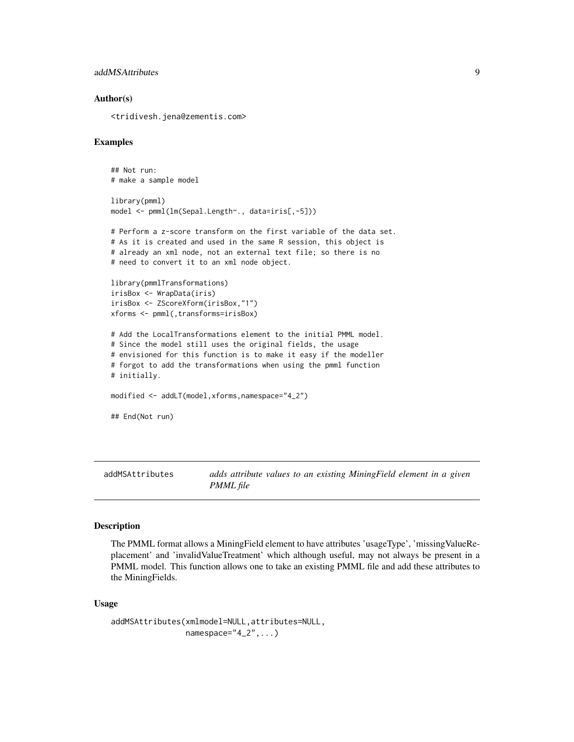### Author(s)

<tridivesh.jena@zementis.com>

### Examples

```
## Not run:
# make a sample model

library(pmml)
model <- pmml(lm(Sepal.Length~., data=iris[,-5]))

# Perform a z-score transform on the first variable of the data set.
# As it is created and used in the same R session, this object is
# already an xml node, not an external text file; so there is no
# need to convert it to an xml node object.

library(pmmlTransformations)
irisBox <- WrapData(iris)
irisBox <- ZScoreXform(irisBox,"1")
xforms <- pmml(,transforms=irisBox)

# Add the LocalTransformations element to the initial PMML model.
# Since the model still uses the original fields, the usage
# envisioned for this function is to make it easy if the modeller
# forgot to add the transformations when using the pmml function
# initially.

modified <- addLT(model,xforms,namespace="4_2")

## End(Not run)
```

---

## addMSAttributes — *adds attribute values to an existing MiningField element in a given PMML file*

### Description

The PMML format allows a MiningField element to have attributes 'usageType', 'missingValueReplacement' and 'invalidValueTreatment' which although useful, may not always be present in a PMML model. This function allows one to take an existing PMML file and add these attributes to the MiningFields.

### Usage

```
addMSAttributes(xmlmodel=NULL,attributes=NULL,
                namespace="4_2",...)
```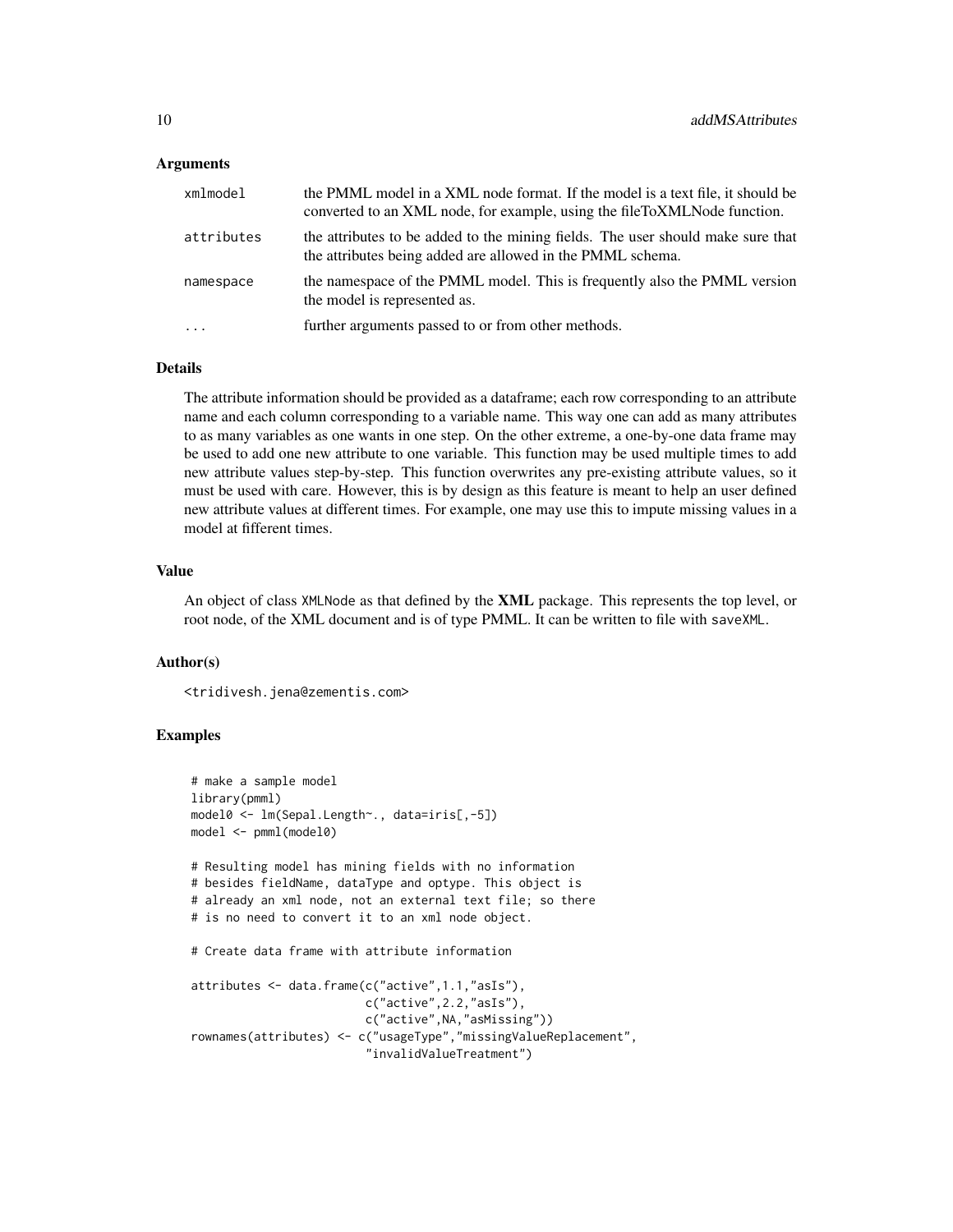## Arguments

| | |
|---|---|
| xmlmodel | the PMML model in a XML node format. If the model is a text file, it should be converted to an XML node, for example, using the fileToXMLNode function. |
| attributes | the attributes to be added to the mining fields. The user should make sure that the attributes being added are allowed in the PMML schema. |
| namespace | the namespace of the PMML model. This is frequently also the PMML version the model is represented as. |
| ... | further arguments passed to or from other methods. |

## Details

The attribute information should be provided as a dataframe; each row corresponding to an attribute name and each column corresponding to a variable name. This way one can add as many attributes to as many variables as one wants in one step. On the other extreme, a one-by-one data frame may be used to add one new attribute to one variable. This function may be used multiple times to add new attribute values step-by-step. This function overwrites any pre-existing attribute values, so it must be used with care. However, this is by design as this feature is meant to help an user defined new attribute values at different times. For example, one may use this to impute missing values in a model at fifferent times.

## Value

An object of class `XMLNode` as that defined by the **XML** package. This represents the top level, or root node, of the XML document and is of type PMML. It can be written to file with `saveXML`.

## Author(s)

<tridivesh.jena@zementis.com>

## Examples

```
# make a sample model
library(pmml)
model0 <- lm(Sepal.Length~., data=iris[,-5])
model <- pmml(model0)

# Resulting model has mining fields with no information
# besides fieldName, dataType and optype. This object is
# already an xml node, not an external text file; so there
# is no need to convert it to an xml node object.

# Create data frame with attribute information

attributes <- data.frame(c("active",1.1,"asIs"),
                         c("active",2.2,"asIs"),
                         c("active",NA,"asMissing"))
rownames(attributes) <- c("usageType","missingValueReplacement",
                          "invalidValueTreatment")
```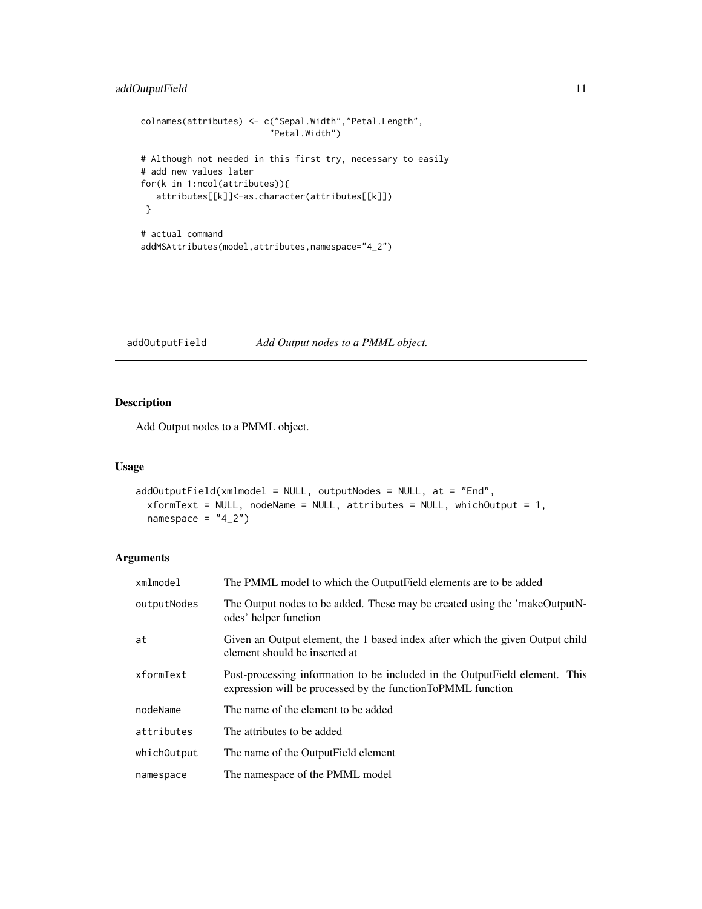```
colnames(attributes) <- c("Sepal.Width","Petal.Length",
                          "Petal.Width")

# Although not needed in this first try, necessary to easily
# add new values later
for(k in 1:ncol(attributes)){
   attributes[[k]]<-as.character(attributes[[k]])
 }

# actual command
addMSAttributes(model,attributes,namespace="4_2")
```

## addOutputField — *Add Output nodes to a PMML object.*

### Description

Add Output nodes to a PMML object.

### Usage

```
addOutputField(xmlmodel = NULL, outputNodes = NULL, at = "End",
  xformText = NULL, nodeName = NULL, attributes = NULL, whichOutput = 1,
  namespace = "4_2")
```

### Arguments

| | |
|---|---|
| xmlmodel | The PMML model to which the OutputField elements are to be added |
| outputNodes | The Output nodes to be added. These may be created using the 'makeOutputNodes' helper function |
| at | Given an Output element, the 1 based index after which the given Output child element should be inserted at |
| xformText | Post-processing information to be included in the OutputField element. This expression will be processed by the functionToPMML function |
| nodeName | The name of the element to be added |
| attributes | The attributes to be added |
| whichOutput | The name of the OutputField element |
| namespace | The namespace of the PMML model |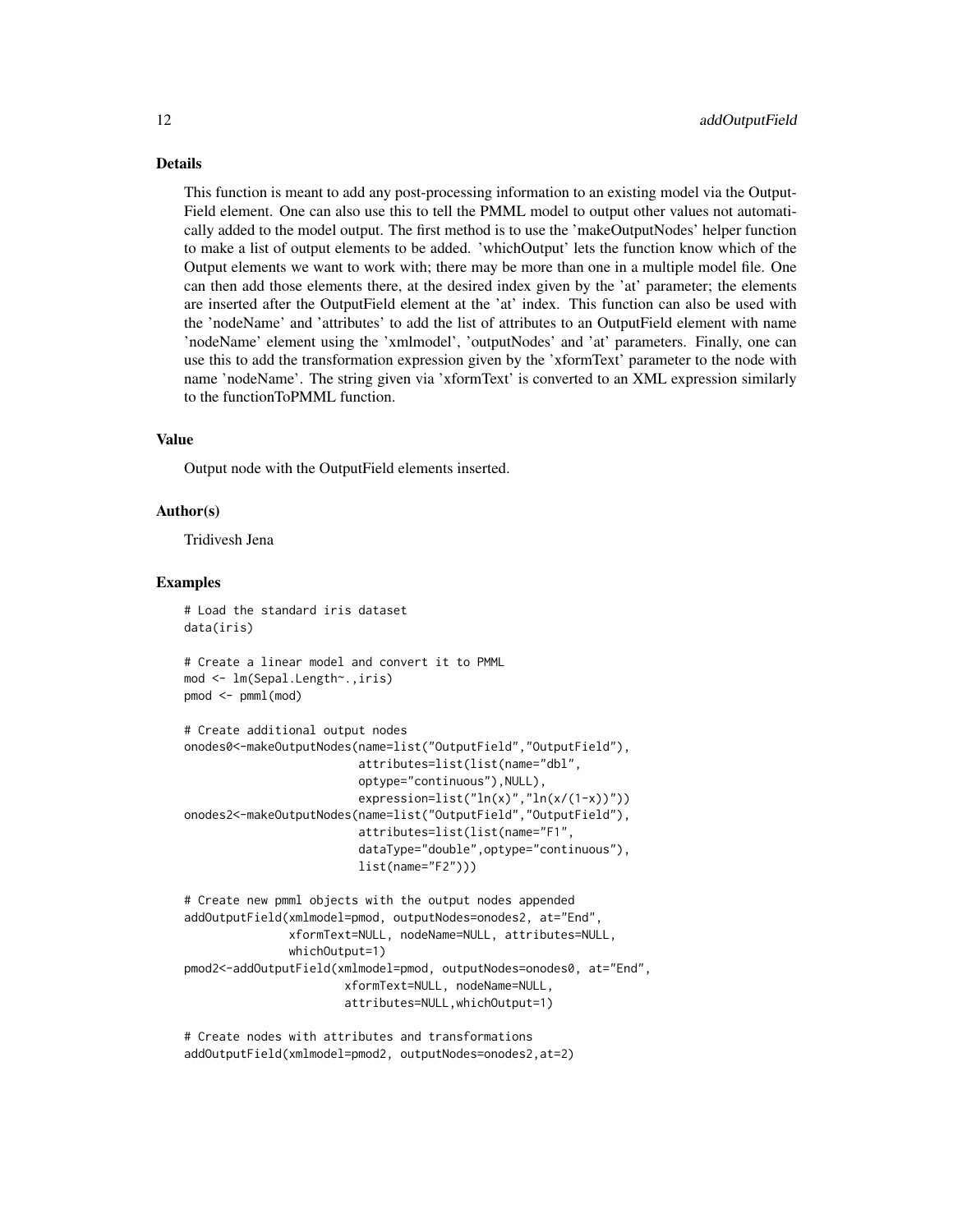### Details

This function is meant to add any post-processing information to an existing model via the OutputField element. One can also use this to tell the PMML model to output other values not automatically added to the model output. The first method is to use the 'makeOutputNodes' helper function to make a list of output elements to be added. 'whichOutput' lets the function know which of the Output elements we want to work with; there may be more than one in a multiple model file. One can then add those elements there, at the desired index given by the 'at' parameter; the elements are inserted after the OutputField element at the 'at' index. This function can also be used with the 'nodeName' and 'attributes' to add the list of attributes to an OutputField element with name 'nodeName' element using the 'xmlmodel', 'outputNodes' and 'at' parameters. Finally, one can use this to add the transformation expression given by the 'xformText' parameter to the node with name 'nodeName'. The string given via 'xformText' is converted to an XML expression similarly to the functionToPMML function.

### Value

Output node with the OutputField elements inserted.

### Author(s)

Tridivesh Jena

### Examples

```
# Load the standard iris dataset
data(iris)

# Create a linear model and convert it to PMML
mod <- lm(Sepal.Length~.,iris)
pmod <- pmml(mod)

# Create additional output nodes
onodes0<-makeOutputNodes(name=list("OutputField","OutputField"),
                         attributes=list(list(name="dbl",
                         optype="continuous"),NULL),
                         expression=list("ln(x)","ln(x/(1-x))"))
onodes2<-makeOutputNodes(name=list("OutputField","OutputField"),
                         attributes=list(list(name="F1",
                         dataType="double",optype="continuous"),
                         list(name="F2")))

# Create new pmml objects with the output nodes appended
addOutputField(xmlmodel=pmod, outputNodes=onodes2, at="End",
               xformText=NULL, nodeName=NULL, attributes=NULL,
               whichOutput=1)
pmod2<-addOutputField(xmlmodel=pmod, outputNodes=onodes0, at="End",
                      xformText=NULL, nodeName=NULL,
                      attributes=NULL,whichOutput=1)

# Create nodes with attributes and transformations
addOutputField(xmlmodel=pmod2, outputNodes=onodes2,at=2)
```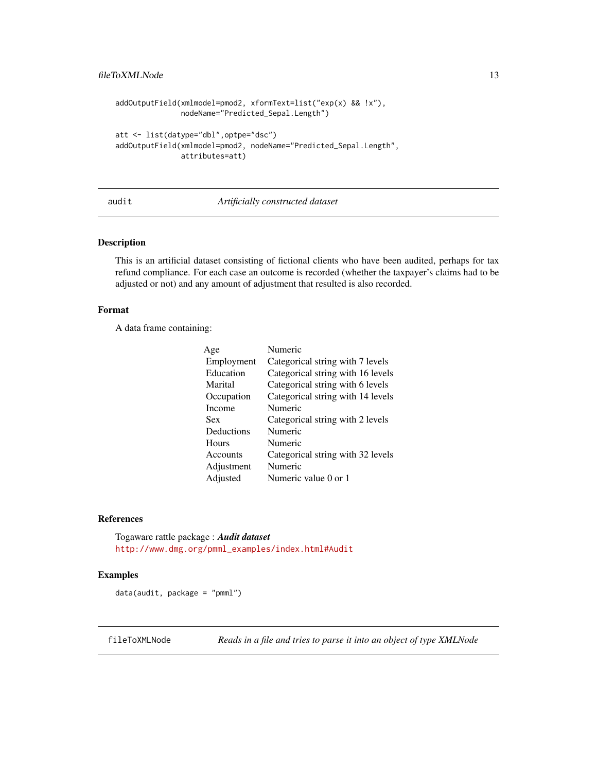```
addOutputField(xmlmodel=pmod2, xformText=list("exp(x) && !x"),
               nodeName="Predicted_Sepal.Length")

att <- list(datype="dbl",optpe="dsc")
addOutputField(xmlmodel=pmod2, nodeName="Predicted_Sepal.Length",
               attributes=att)
```

---

## audit — *Artificially constructed dataset*

### Description

This is an artificial dataset consisting of fictional clients who have been audited, perhaps for tax refund compliance. For each case an outcome is recorded (whether the taxpayer's claims had to be adjusted or not) and any amount of adjustment that resulted is also recorded.

### Format

A data frame containing:

| | |
|---|---|
| Age | Numeric |
| Employment | Categorical string with 7 levels |
| Education | Categorical string with 16 levels |
| Marital | Categorical string with 6 levels |
| Occupation | Categorical string with 14 levels |
| Income | Numeric |
| Sex | Categorical string with 2 levels |
| Deductions | Numeric |
| Hours | Numeric |
| Accounts | Categorical string with 32 levels |
| Adjustment | Numeric |
| Adjusted | Numeric value 0 or 1 |

### References

Togaware rattle package : ***Audit dataset***
http://www.dmg.org/pmml_examples/index.html#Audit

### Examples

```
data(audit, package = "pmml")
```

---

## fileToXMLNode — *Reads in a file and tries to parse it into an object of type XMLNode*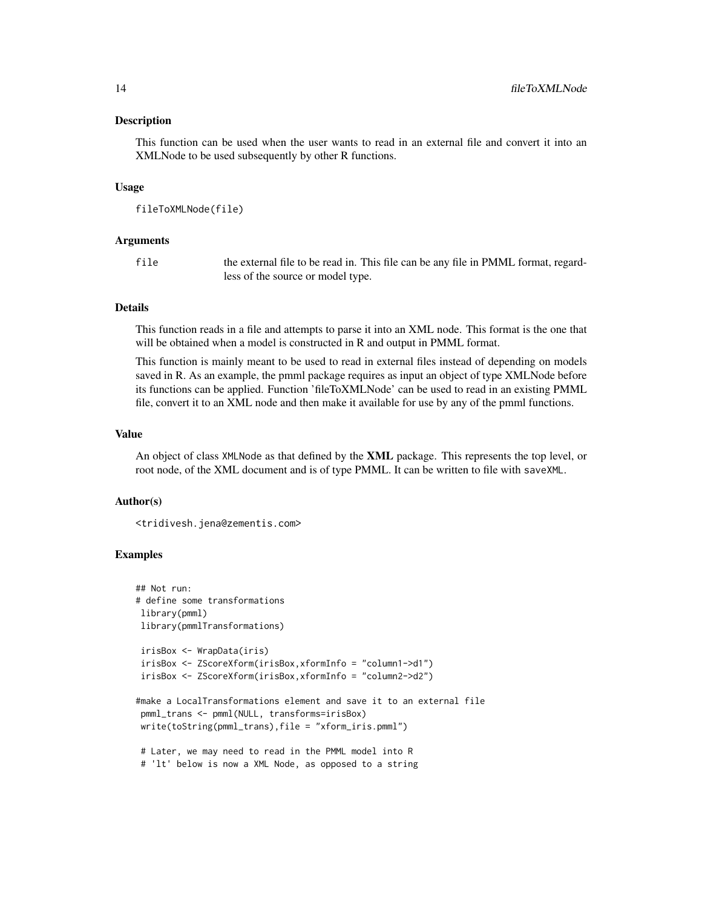### Description

This function can be used when the user wants to read in an external file and convert it into an XMLNode to be used subsequently by other R functions.

### Usage

```
fileToXMLNode(file)
```

### Arguments

| | |
|---|---|
| file | the external file to be read in. This file can be any file in PMML format, regardless of the source or model type. |

### Details

This function reads in a file and attempts to parse it into an XML node. This format is the one that will be obtained when a model is constructed in R and output in PMML format.

This function is mainly meant to be used to read in external files instead of depending on models saved in R. As an example, the pmml package requires as input an object of type XMLNode before its functions can be applied. Function 'fileToXMLNode' can be used to read in an existing PMML file, convert it to an XML node and then make it available for use by any of the pmml functions.

### Value

An object of class XMLNode as that defined by the **XML** package. This represents the top level, or root node, of the XML document and is of type PMML. It can be written to file with saveXML.

### Author(s)

<tridivesh.jena@zementis.com>

### Examples

```
## Not run:
# define some transformations
 library(pmml)
 library(pmmlTransformations)

 irisBox <- WrapData(iris)
 irisBox <- ZScoreXform(irisBox,xformInfo = "column1->d1")
 irisBox <- ZScoreXform(irisBox,xformInfo = "column2->d2")

#make a LocalTransformations element and save it to an external file
 pmml_trans <- pmml(NULL, transforms=irisBox)
 write(toString(pmml_trans),file = "xform_iris.pmml")

 # Later, we may need to read in the PMML model into R
 # 'lt' below is now a XML Node, as opposed to a string
```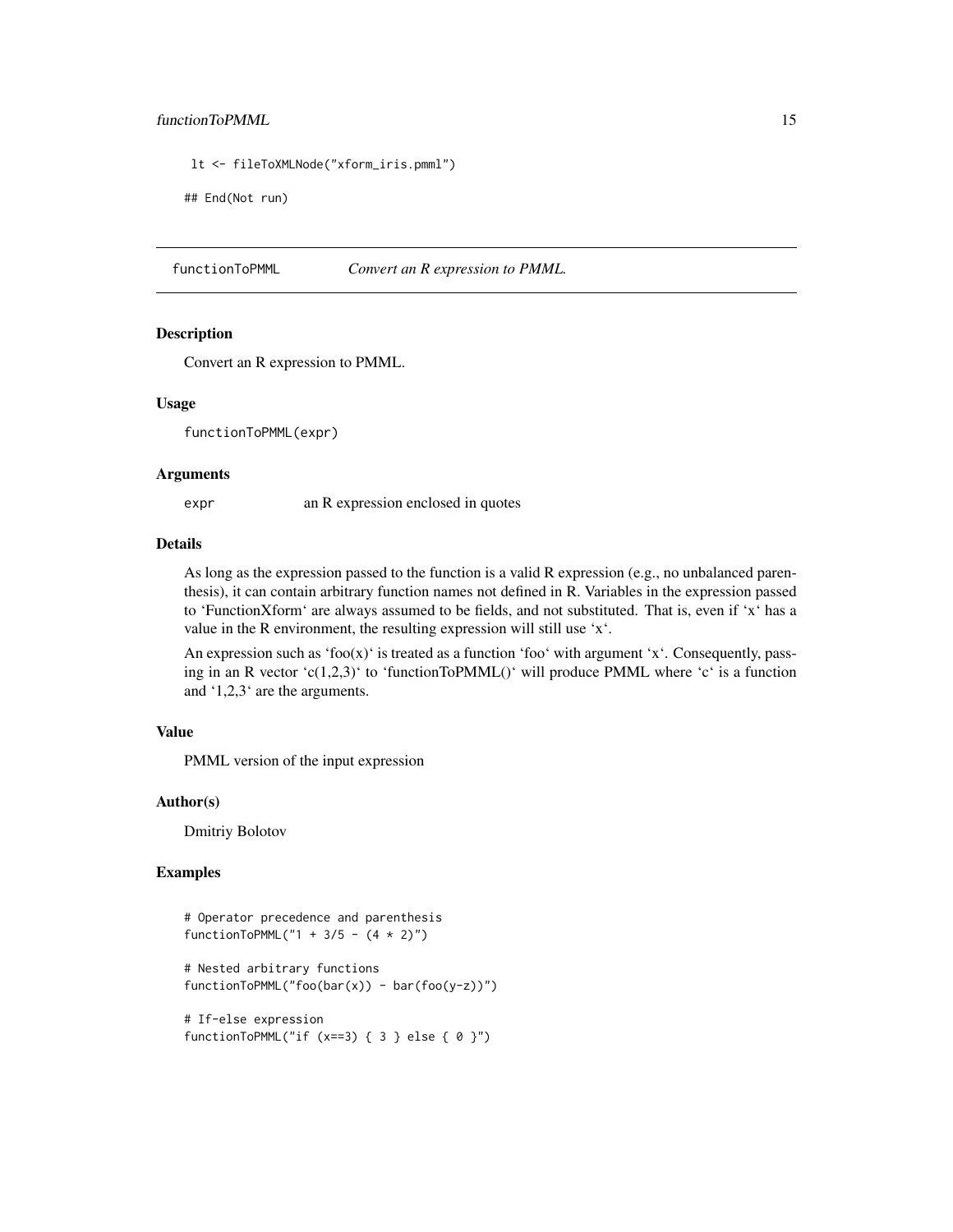```
lt <- fileToXMLNode("xform_iris.pmml")

## End(Not run)
```

## functionToPMML — *Convert an R expression to PMML.*

### Description

Convert an R expression to PMML.

### Usage

```
functionToPMML(expr)
```

### Arguments

| | |
|---|---|
| expr | an R expression enclosed in quotes |

### Details

As long as the expression passed to the function is a valid R expression (e.g., no unbalanced parenthesis), it can contain arbitrary function names not defined in R. Variables in the expression passed to 'FunctionXform' are always assumed to be fields, and not substituted. That is, even if 'x' has a value in the R environment, the resulting expression will still use 'x'.

An expression such as 'foo(x)' is treated as a function 'foo' with argument 'x'. Consequently, passing in an R vector 'c(1,2,3)' to 'functionToPMML()' will produce PMML where 'c' is a function and '1,2,3' are the arguments.

### Value

PMML version of the input expression

### Author(s)

Dmitriy Bolotov

### Examples

```
# Operator precedence and parenthesis
functionToPMML("1 + 3/5 - (4 * 2)")

# Nested arbitrary functions
functionToPMML("foo(bar(x)) - bar(foo(y-z))")

# If-else expression
functionToPMML("if (x==3) { 3 } else { 0 }")
```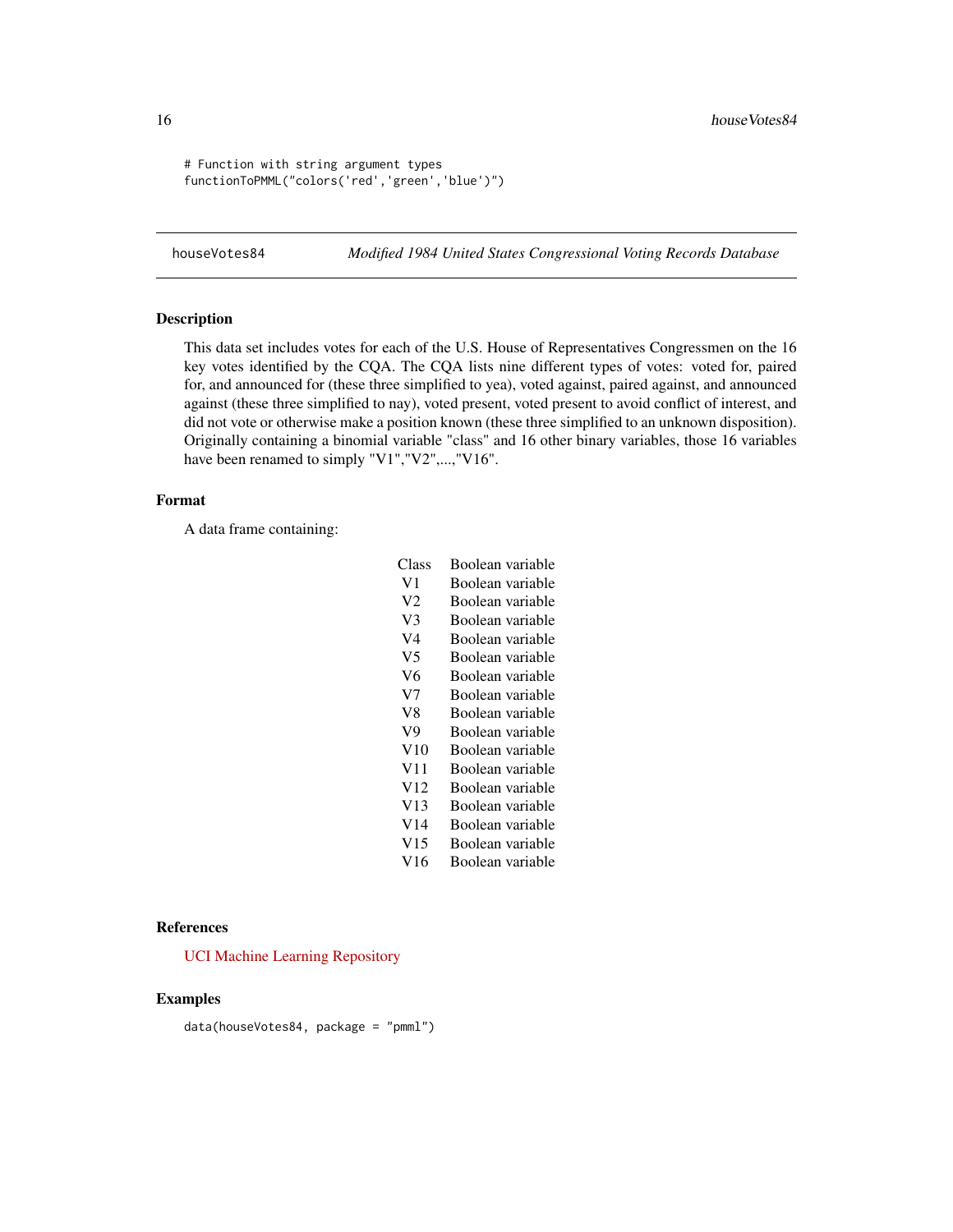```
# Function with string argument types
functionToPMML("colors('red','green','blue')")
```

## houseVotes84 *Modified 1984 United States Congressional Voting Records Database*

### Description

This data set includes votes for each of the U.S. House of Representatives Congressmen on the 16 key votes identified by the CQA. The CQA lists nine different types of votes: voted for, paired for, and announced for (these three simplified to yea), voted against, paired against, and announced against (these three simplified to nay), voted present, voted present to avoid conflict of interest, and did not vote or otherwise make a position known (these three simplified to an unknown disposition). Originally containing a binomial variable "class" and 16 other binary variables, those 16 variables have been renamed to simply "V1","V2",...,"V16".

### Format

A data frame containing:

| | |
|---|---|
| Class | Boolean variable |
| V1 | Boolean variable |
| V2 | Boolean variable |
| V3 | Boolean variable |
| V4 | Boolean variable |
| V5 | Boolean variable |
| V6 | Boolean variable |
| V7 | Boolean variable |
| V8 | Boolean variable |
| V9 | Boolean variable |
| V10 | Boolean variable |
| V11 | Boolean variable |
| V12 | Boolean variable |
| V13 | Boolean variable |
| V14 | Boolean variable |
| V15 | Boolean variable |
| V16 | Boolean variable |

### References

UCI Machine Learning Repository

### Examples

```
data(houseVotes84, package = "pmml")
```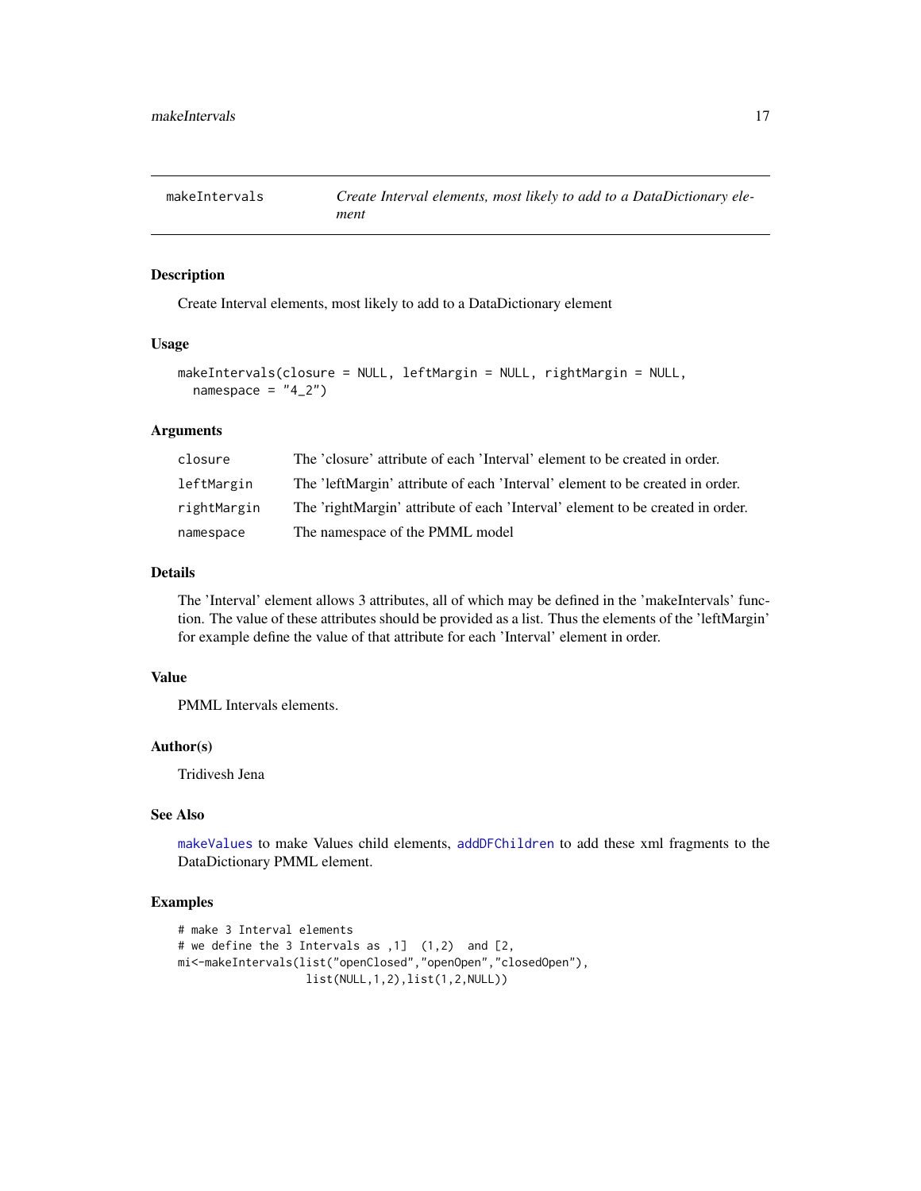makeIntervals — *Create Interval elements, most likely to add to a DataDictionary element*

## Description

Create Interval elements, most likely to add to a DataDictionary element

## Usage

```
makeIntervals(closure = NULL, leftMargin = NULL, rightMargin = NULL,
  namespace = "4_2")
```

## Arguments

| | |
|---|---|
| `closure` | The 'closure' attribute of each 'Interval' element to be created in order. |
| `leftMargin` | The 'leftMargin' attribute of each 'Interval' element to be created in order. |
| `rightMargin` | The 'rightMargin' attribute of each 'Interval' element to be created in order. |
| `namespace` | The namespace of the PMML model |

## Details

The 'Interval' element allows 3 attributes, all of which may be defined in the 'makeIntervals' function. The value of these attributes should be provided as a list. Thus the elements of the 'leftMargin' for example define the value of that attribute for each 'Interval' element in order.

## Value

PMML Intervals elements.

## Author(s)

Tridivesh Jena

## See Also

`makeValues` to make Values child elements, `addDFChildren` to add these xml fragments to the DataDictionary PMML element.

## Examples

```
# make 3 Interval elements
# we define the 3 Intervals as ,1]  (1,2)  and [2,
mi<-makeIntervals(list("openClosed","openOpen","closedOpen"),
                  list(NULL,1,2),list(1,2,NULL))
```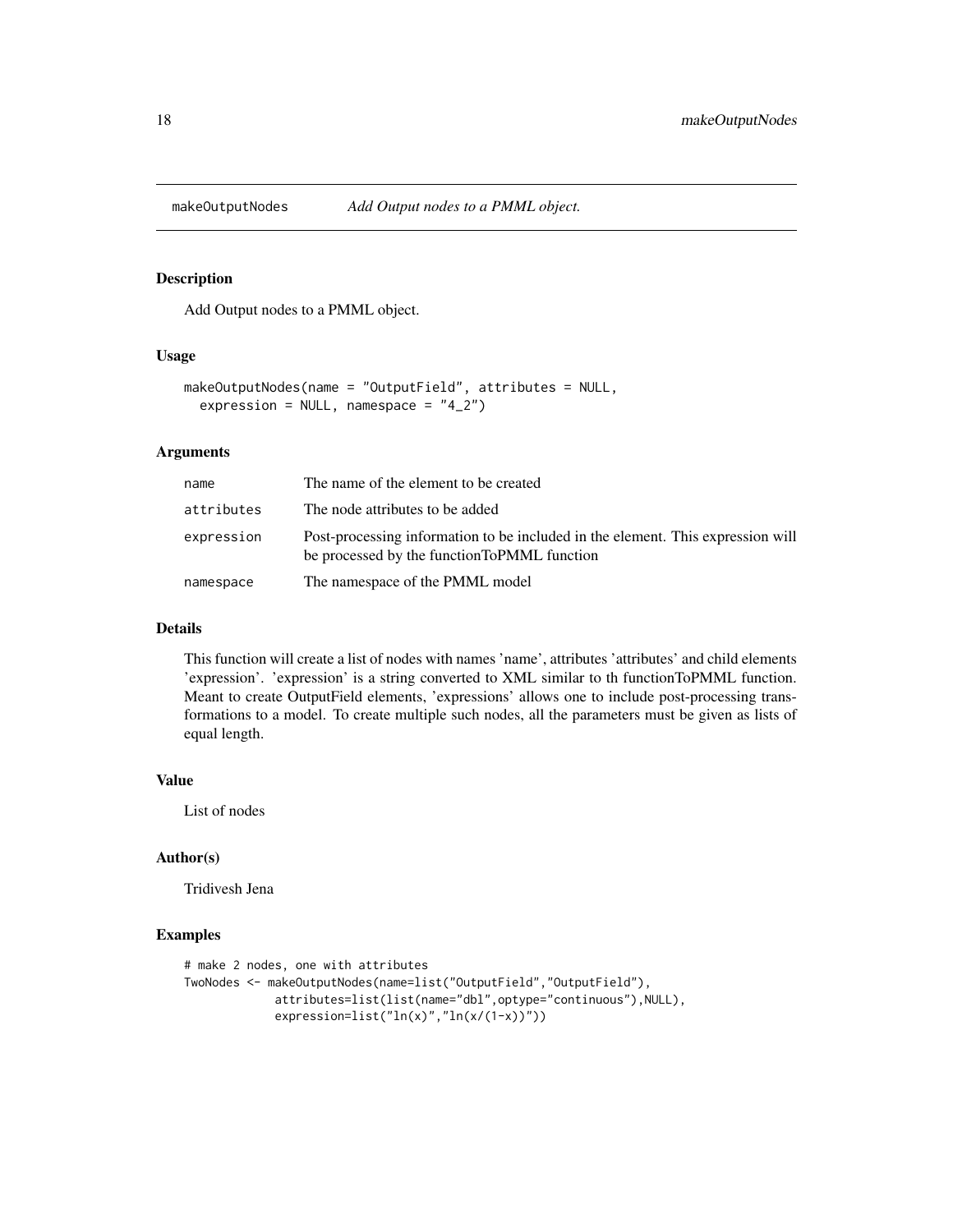# makeOutputNodes — *Add Output nodes to a PMML object.*

## Description

Add Output nodes to a PMML object.

## Usage

```
makeOutputNodes(name = "OutputField", attributes = NULL,
  expression = NULL, namespace = "4_2")
```

## Arguments

| | |
|---|---|
| `name` | The name of the element to be created |
| `attributes` | The node attributes to be added |
| `expression` | Post-processing information to be included in the element. This expression will be processed by the functionToPMML function |
| `namespace` | The namespace of the PMML model |

## Details

This function will create a list of nodes with names 'name', attributes 'attributes' and child elements 'expression'. 'expression' is a string converted to XML similar to th functionToPMML function. Meant to create OutputField elements, 'expressions' allows one to include post-processing transformations to a model. To create multiple such nodes, all the parameters must be given as lists of equal length.

## Value

List of nodes

## Author(s)

Tridivesh Jena

## Examples

```
# make 2 nodes, one with attributes
TwoNodes <- makeOutputNodes(name=list("OutputField","OutputField"),
             attributes=list(list(name="dbl",optype="continuous"),NULL),
             expression=list("ln(x)","ln(x/(1-x))"))
```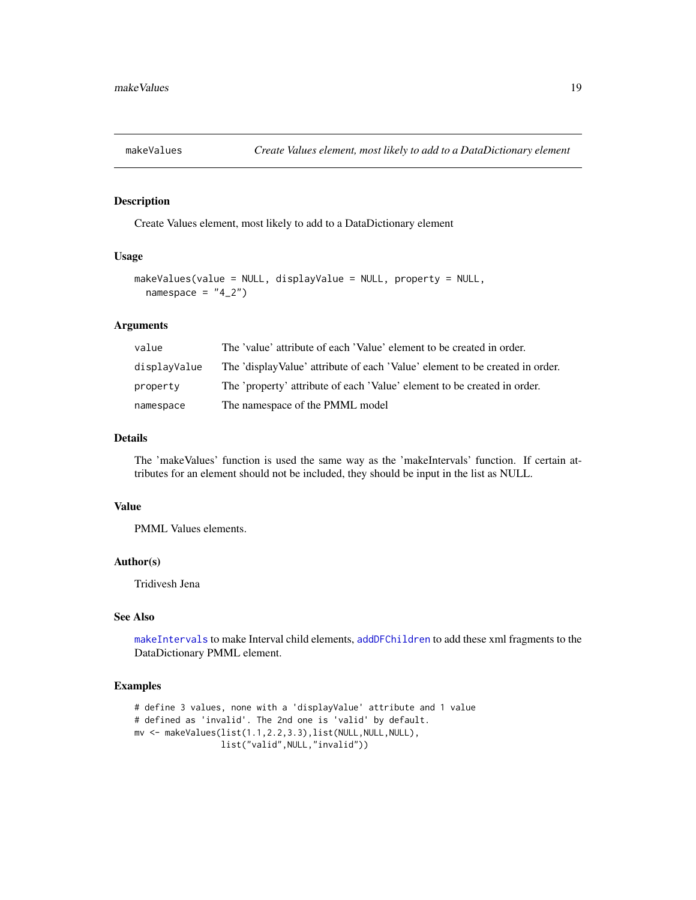## makeValues — *Create Values element, most likely to add to a DataDictionary element*

### Description

Create Values element, most likely to add to a DataDictionary element

### Usage

```
makeValues(value = NULL, displayValue = NULL, property = NULL,
  namespace = "4_2")
```

### Arguments

| | |
|---|---|
| `value` | The 'value' attribute of each 'Value' element to be created in order. |
| `displayValue` | The 'displayValue' attribute of each 'Value' element to be created in order. |
| `property` | The 'property' attribute of each 'Value' element to be created in order. |
| `namespace` | The namespace of the PMML model |

### Details

The 'makeValues' function is used the same way as the 'makeIntervals' function. If certain attributes for an element should not be included, they should be input in the list as NULL.

### Value

PMML Values elements.

### Author(s)

Tridivesh Jena

### See Also

`makeIntervals` to make Interval child elements, `addDFChildren` to add these xml fragments to the DataDictionary PMML element.

### Examples

```
# define 3 values, none with a 'displayValue' attribute and 1 value
# defined as 'invalid'. The 2nd one is 'valid' by default.
mv <- makeValues(list(1.1,2.2,3.3),list(NULL,NULL,NULL),
                 list("valid",NULL,"invalid"))
```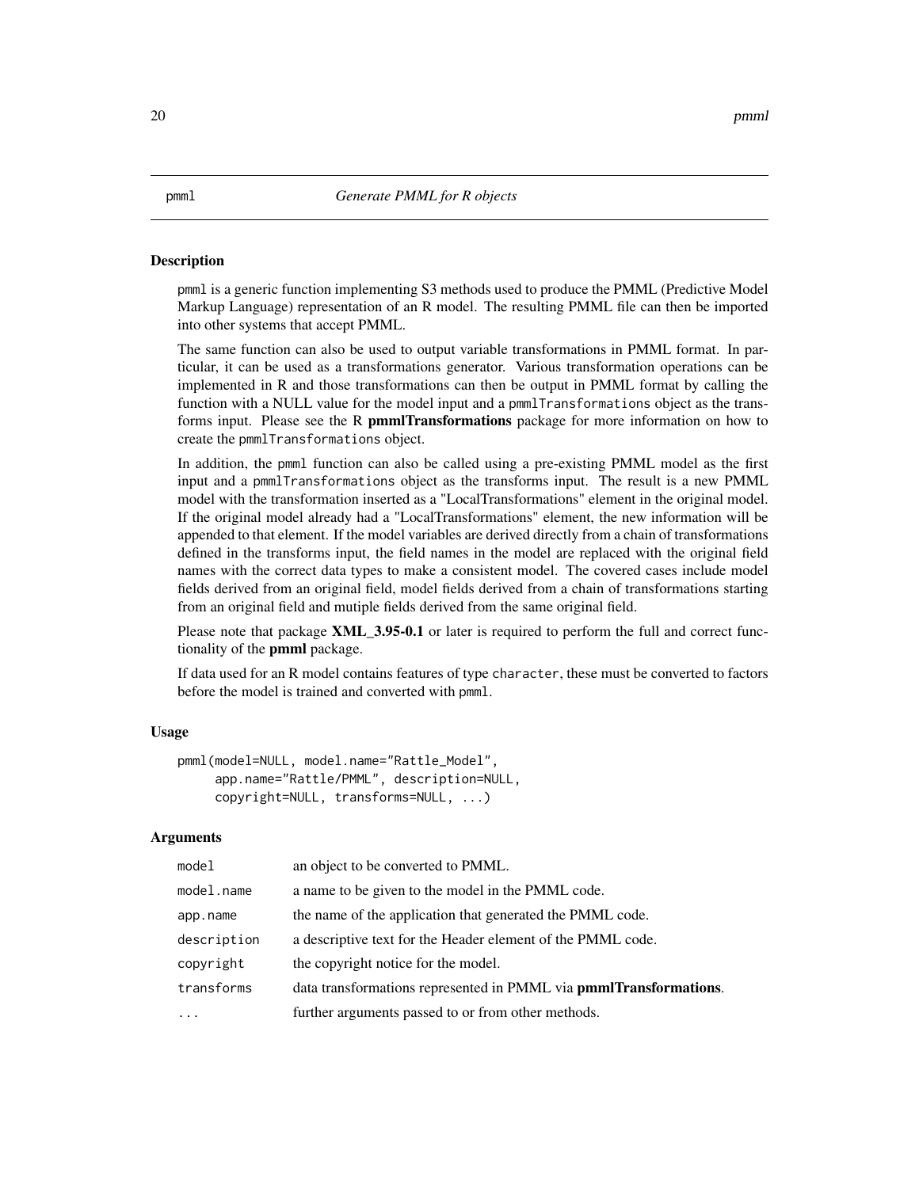pmml *Generate PMML for R objects*

## Description

pmml is a generic function implementing S3 methods used to produce the PMML (Predictive Model Markup Language) representation of an R model. The resulting PMML file can then be imported into other systems that accept PMML.

The same function can also be used to output variable transformations in PMML format. In particular, it can be used as a transformations generator. Various transformation operations can be implemented in R and those transformations can then be output in PMML format by calling the function with a NULL value for the model input and a pmmlTransformations object as the transforms input. Please see the R **pmmlTransformations** package for more information on how to create the pmmlTransformations object.

In addition, the pmml function can also be called using a pre-existing PMML model as the first input and a pmmlTransformations object as the transforms input. The result is a new PMML model with the transformation inserted as a "LocalTransformations" element in the original model. If the original model already had a "LocalTransformations" element, the new information will be appended to that element. If the model variables are derived directly from a chain of transformations defined in the transforms input, the field names in the model are replaced with the original field names with the correct data types to make a consistent model. The covered cases include model fields derived from an original field, model fields derived from a chain of transformations starting from an original field and mutiple fields derived from the same original field.

Please note that package **XML_3.95-0.1** or later is required to perform the full and correct functionality of the **pmml** package.

If data used for an R model contains features of type character, these must be converted to factors before the model is trained and converted with pmml.

## Usage

```
pmml(model=NULL, model.name="Rattle_Model",
     app.name="Rattle/PMML", description=NULL,
     copyright=NULL, transforms=NULL, ...)
```

## Arguments

| | |
|---|---|
| model | an object to be converted to PMML. |
| model.name | a name to be given to the model in the PMML code. |
| app.name | the name of the application that generated the PMML code. |
| description | a descriptive text for the Header element of the PMML code. |
| copyright | the copyright notice for the model. |
| transforms | data transformations represented in PMML via **pmmlTransformations**. |
| ... | further arguments passed to or from other methods. |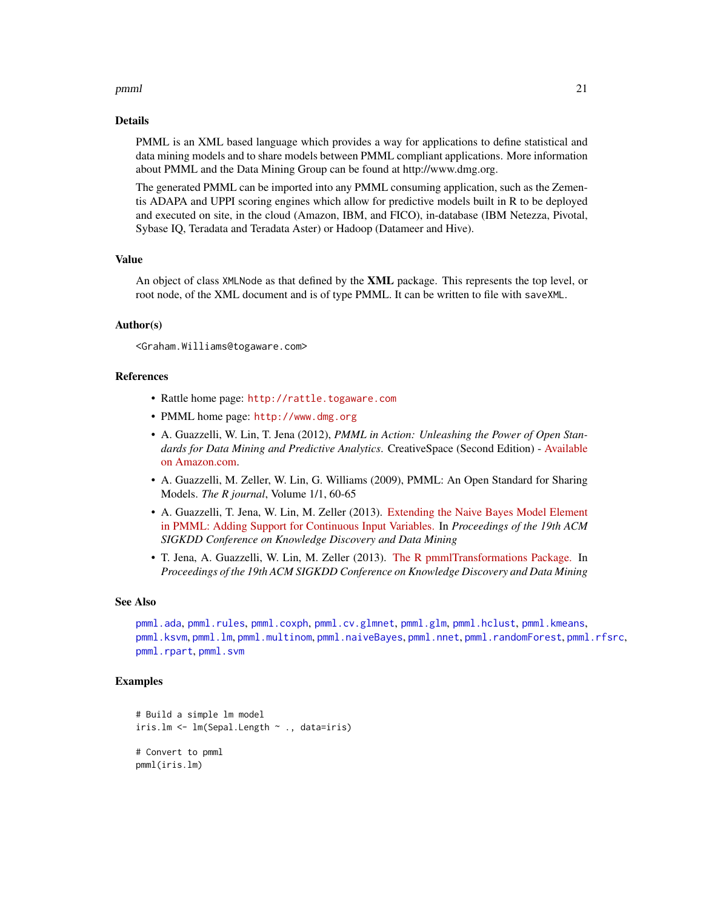## Details

PMML is an XML based language which provides a way for applications to define statistical and data mining models and to share models between PMML compliant applications. More information about PMML and the Data Mining Group can be found at http://www.dmg.org.

The generated PMML can be imported into any PMML consuming application, such as the Zementis ADAPA and UPPI scoring engines which allow for predictive models built in R to be deployed and executed on site, in the cloud (Amazon, IBM, and FICO), in-database (IBM Netezza, Pivotal, Sybase IQ, Teradata and Teradata Aster) or Hadoop (Datameer and Hive).

## Value

An object of class `XMLNode` as that defined by the **XML** package. This represents the top level, or root node, of the XML document and is of type PMML. It can be written to file with `saveXML`.

## Author(s)

`<Graham.Williams@togaware.com>`

## References

- Rattle home page: `http://rattle.togaware.com`
- PMML home page: `http://www.dmg.org`
- A. Guazzelli, W. Lin, T. Jena (2012), *PMML in Action: Unleashing the Power of Open Standards for Data Mining and Predictive Analytics*. CreativeSpace (Second Edition) - Available on Amazon.com.
- A. Guazzelli, M. Zeller, W. Lin, G. Williams (2009), PMML: An Open Standard for Sharing Models. *The R journal*, Volume 1/1, 60-65
- A. Guazzelli, T. Jena, W. Lin, M. Zeller (2013). Extending the Naive Bayes Model Element in PMML: Adding Support for Continuous Input Variables. In *Proceedings of the 19th ACM SIGKDD Conference on Knowledge Discovery and Data Mining*
- T. Jena, A. Guazzelli, W. Lin, M. Zeller (2013). The R pmmlTransformations Package. In *Proceedings of the 19th ACM SIGKDD Conference on Knowledge Discovery and Data Mining*

## See Also

`pmml.ada`, `pmml.rules`, `pmml.coxph`, `pmml.cv.glmnet`, `pmml.glm`, `pmml.hclust`, `pmml.kmeans`, `pmml.ksvm`, `pmml.lm`, `pmml.multinom`, `pmml.naiveBayes`, `pmml.nnet`, `pmml.randomForest`, `pmml.rfsrc`, `pmml.rpart`, `pmml.svm`

## Examples

```
# Build a simple lm model
iris.lm <- lm(Sepal.Length ~ ., data=iris)

# Convert to pmml
pmml(iris.lm)
```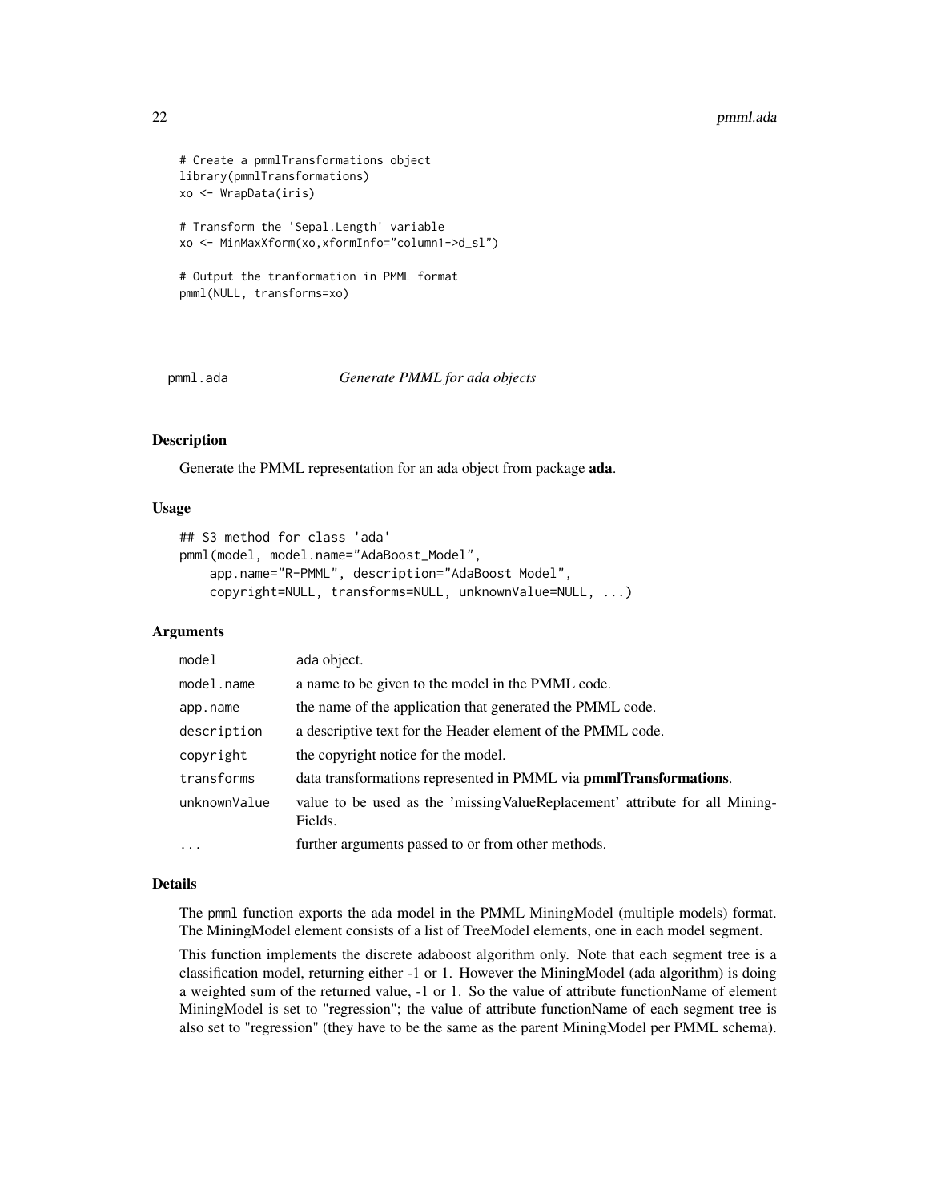```
# Create a pmmlTransformations object
library(pmmlTransformations)
xo <- WrapData(iris)

# Transform the 'Sepal.Length' variable
xo <- MinMaxXform(xo,xformInfo="column1->d_sl")

# Output the tranformation in PMML format
pmml(NULL, transforms=xo)
```

---

## pmml.ada — *Generate PMML for ada objects*

### Description

Generate the PMML representation for an ada object from package **ada**.

### Usage

```
## S3 method for class 'ada'
pmml(model, model.name="AdaBoost_Model",
    app.name="R-PMML", description="AdaBoost Model",
    copyright=NULL, transforms=NULL, unknownValue=NULL, ...)
```

### Arguments

| | |
|---|---|
| `model` | ada object. |
| `model.name` | a name to be given to the model in the PMML code. |
| `app.name` | the name of the application that generated the PMML code. |
| `description` | a descriptive text for the Header element of the PMML code. |
| `copyright` | the copyright notice for the model. |
| `transforms` | data transformations represented in PMML via **pmmlTransformations**. |
| `unknownValue` | value to be used as the 'missingValueReplacement' attribute for all MiningFields. |
| `...` | further arguments passed to or from other methods. |

### Details

The `pmml` function exports the ada model in the PMML MiningModel (multiple models) format. The MiningModel element consists of a list of TreeModel elements, one in each model segment.

This function implements the discrete adaboost algorithm only. Note that each segment tree is a classification model, returning either -1 or 1. However the MiningModel (ada algorithm) is doing a weighted sum of the returned value, -1 or 1. So the value of attribute functionName of element MiningModel is set to "regression"; the value of attribute functionName of each segment tree is also set to "regression" (they have to be the same as the parent MiningModel per PMML schema).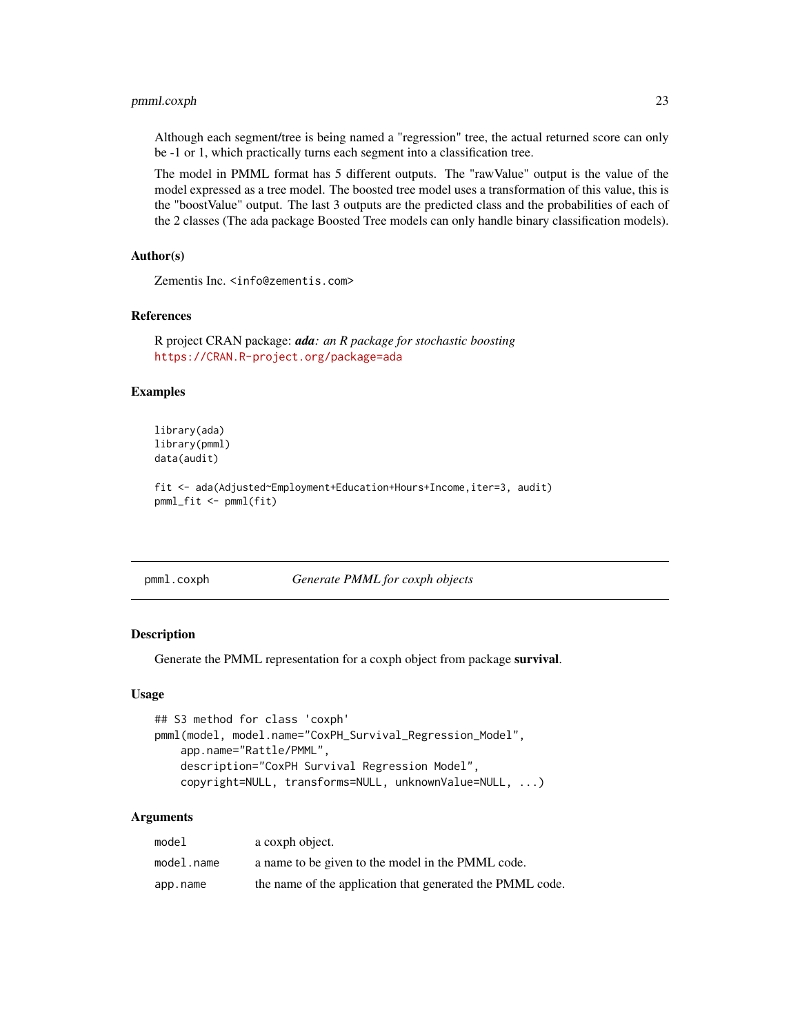Although each segment/tree is being named a "regression" tree, the actual returned score can only be -1 or 1, which practically turns each segment into a classification tree.

The model in PMML format has 5 different outputs. The "rawValue" output is the value of the model expressed as a tree model. The boosted tree model uses a transformation of this value, this is the "boostValue" output. The last 3 outputs are the predicted class and the probabilities of each of the 2 classes (The ada package Boosted Tree models can only handle binary classification models).

### Author(s)

Zementis Inc. <info@zementis.com>

### References

R project CRAN package: ***ada****: an R package for stochastic boosting*
https://CRAN.R-project.org/package=ada

### Examples

```
library(ada)
library(pmml)
data(audit)

fit <- ada(Adjusted~Employment+Education+Hours+Income,iter=3, audit)
pmml_fit <- pmml(fit)
```

---

## pmml.coxph *Generate PMML for coxph objects*

### Description

Generate the PMML representation for a coxph object from package **survival**.

### Usage

```
## S3 method for class 'coxph'
pmml(model, model.name="CoxPH_Survival_Regression_Model",
    app.name="Rattle/PMML",
    description="CoxPH Survival Regression Model",
    copyright=NULL, transforms=NULL, unknownValue=NULL, ...)
```

### Arguments

| | |
|---|---|
| `model` | a coxph object. |
| `model.name` | a name to be given to the model in the PMML code. |
| `app.name` | the name of the application that generated the PMML code. |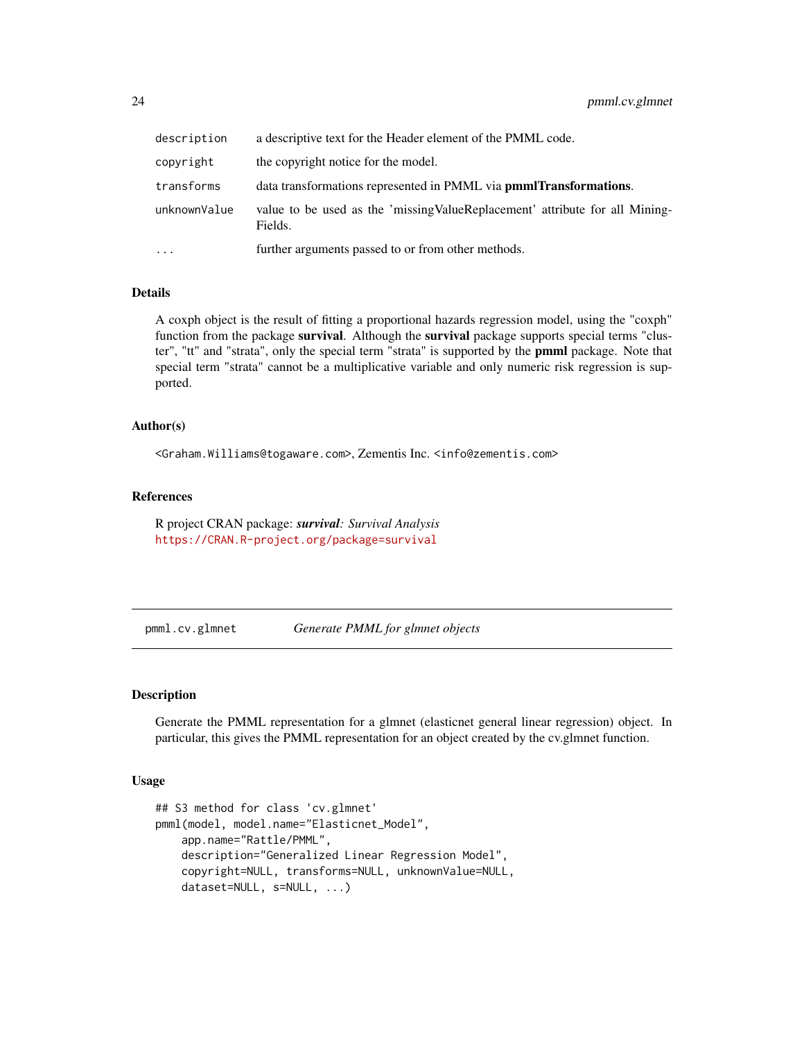| | |
|---|---|
| `description` | a descriptive text for the Header element of the PMML code. |
| `copyright` | the copyright notice for the model. |
| `transforms` | data transformations represented in PMML via **pmmlTransformations**. |
| `unknownValue` | value to be used as the 'missingValueReplacement' attribute for all MiningFields. |
| `...` | further arguments passed to or from other methods. |

### Details

A coxph object is the result of fitting a proportional hazards regression model, using the "coxph" function from the package **survival**. Although the **survival** package supports special terms "cluster", "tt" and "strata", only the special term "strata" is supported by the **pmml** package. Note that special term "strata" cannot be a multiplicative variable and only numeric risk regression is supported.

### Author(s)

<Graham.Williams@togaware.com>, Zementis Inc. <info@zementis.com>

### References

R project CRAN package: ***survival**: Survival Analysis*
https://CRAN.R-project.org/package=survival

---

## pmml.cv.glmnet — *Generate PMML for glmnet objects*

---

### Description

Generate the PMML representation for a glmnet (elasticnet general linear regression) object. In particular, this gives the PMML representation for an object created by the cv.glmnet function.

### Usage

```
## S3 method for class 'cv.glmnet'
pmml(model, model.name="Elasticnet_Model",
    app.name="Rattle/PMML",
    description="Generalized Linear Regression Model",
    copyright=NULL, transforms=NULL, unknownValue=NULL,
    dataset=NULL, s=NULL, ...)
```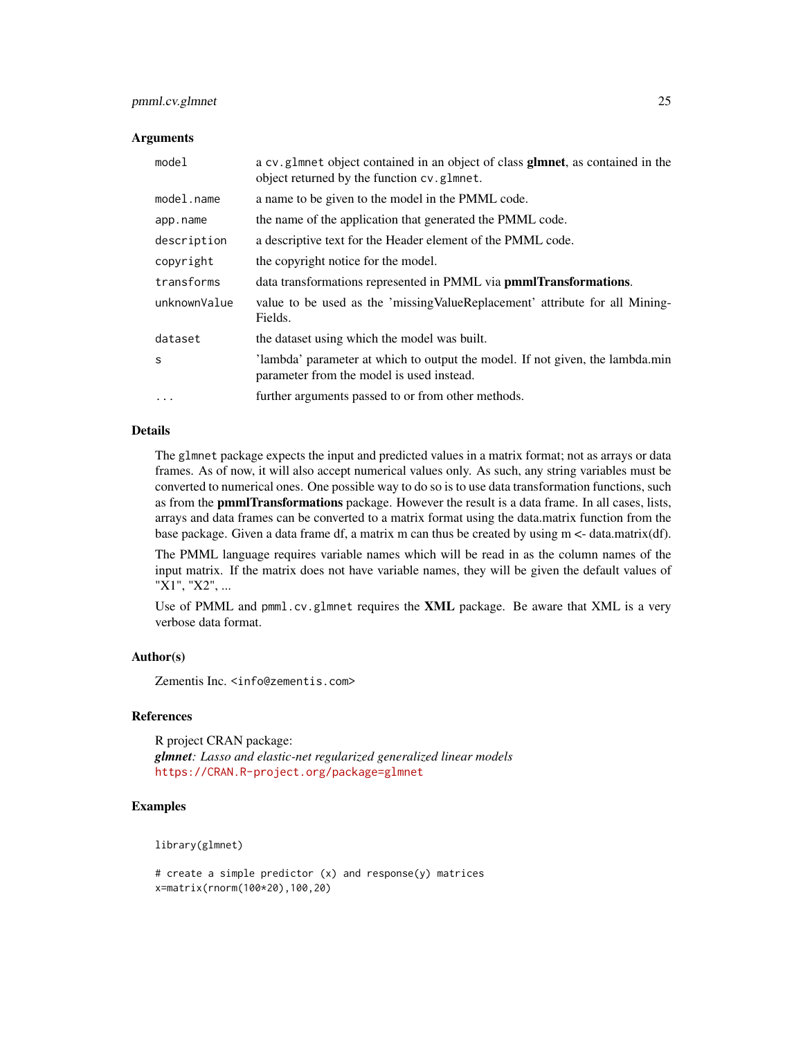## Arguments

| | |
|---|---|
| `model` | a `cv.glmnet` object contained in an object of class **glmnet**, as contained in the object returned by the function `cv.glmnet`. |
| `model.name` | a name to be given to the model in the PMML code. |
| `app.name` | the name of the application that generated the PMML code. |
| `description` | a descriptive text for the Header element of the PMML code. |
| `copyright` | the copyright notice for the model. |
| `transforms` | data transformations represented in PMML via **pmmlTransformations**. |
| `unknownValue` | value to be used as the 'missingValueReplacement' attribute for all MiningFields. |
| `dataset` | the dataset using which the model was built. |
| `s` | 'lambda' parameter at which to output the model. If not given, the lambda.min parameter from the model is used instead. |
| `...` | further arguments passed to or from other methods. |

## Details

The `glmnet` package expects the input and predicted values in a matrix format; not as arrays or data frames. As of now, it will also accept numerical values only. As such, any string variables must be converted to numerical ones. One possible way to do so is to use data transformation functions, such as from the **pmmlTransformations** package. However the result is a data frame. In all cases, lists, arrays and data frames can be converted to a matrix format using the data.matrix function from the base package. Given a data frame df, a matrix m can thus be created by using m <- data.matrix(df).

The PMML language requires variable names which will be read in as the column names of the input matrix. If the matrix does not have variable names, they will be given the default values of "X1", "X2", ...

Use of PMML and `pmml.cv.glmnet` requires the **XML** package. Be aware that XML is a very verbose data format.

## Author(s)

Zementis Inc. `<info@zementis.com>`

## References

R project CRAN package:
***glmnet****: Lasso and elastic-net regularized generalized linear models*
https://CRAN.R-project.org/package=glmnet

## Examples

```
library(glmnet)

# create a simple predictor (x) and response(y) matrices
x=matrix(rnorm(100*20),100,20)
```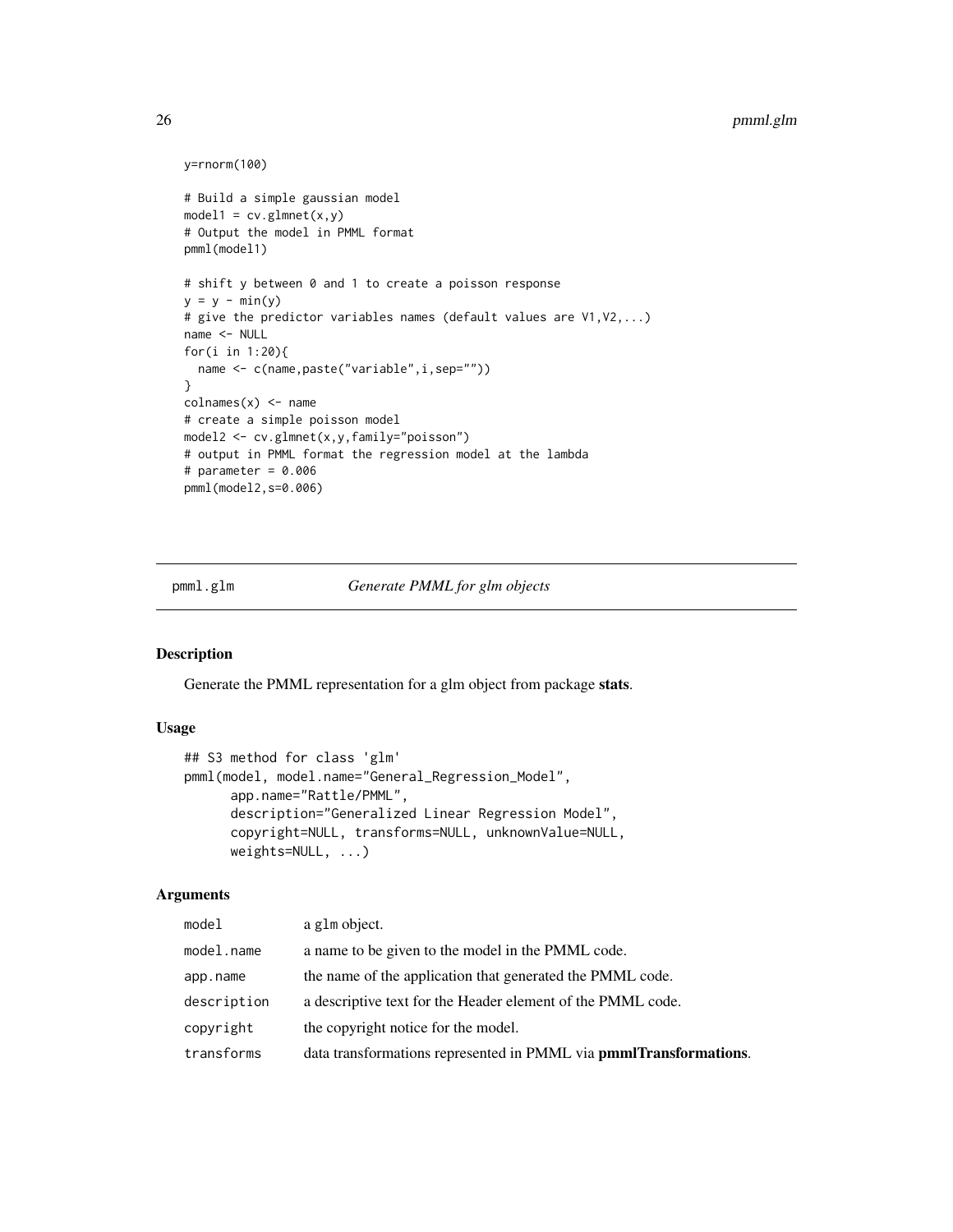```
y=rnorm(100)

# Build a simple gaussian model
model1 = cv.glmnet(x,y)
# Output the model in PMML format
pmml(model1)

# shift y between 0 and 1 to create a poisson response
y = y - min(y)
# give the predictor variables names (default values are V1,V2,...)
name <- NULL
for(i in 1:20){
  name <- c(name,paste("variable",i,sep=""))
}
colnames(x) <- name
# create a simple poisson model
model2 <- cv.glmnet(x,y,family="poisson")
# output in PMML format the regression model at the lambda
# parameter = 0.006
pmml(model2,s=0.006)
```

## pmml.glm — *Generate PMML for glm objects*

### Description

Generate the PMML representation for a glm object from package **stats**.

### Usage

```
## S3 method for class 'glm'
pmml(model, model.name="General_Regression_Model",
      app.name="Rattle/PMML",
      description="Generalized Linear Regression Model",
      copyright=NULL, transforms=NULL, unknownValue=NULL,
      weights=NULL, ...)
```

### Arguments

| | |
|---|---|
| `model` | a `glm` object. |
| `model.name` | a name to be given to the model in the PMML code. |
| `app.name` | the name of the application that generated the PMML code. |
| `description` | a descriptive text for the Header element of the PMML code. |
| `copyright` | the copyright notice for the model. |
| `transforms` | data transformations represented in PMML via **pmmlTransformations**. |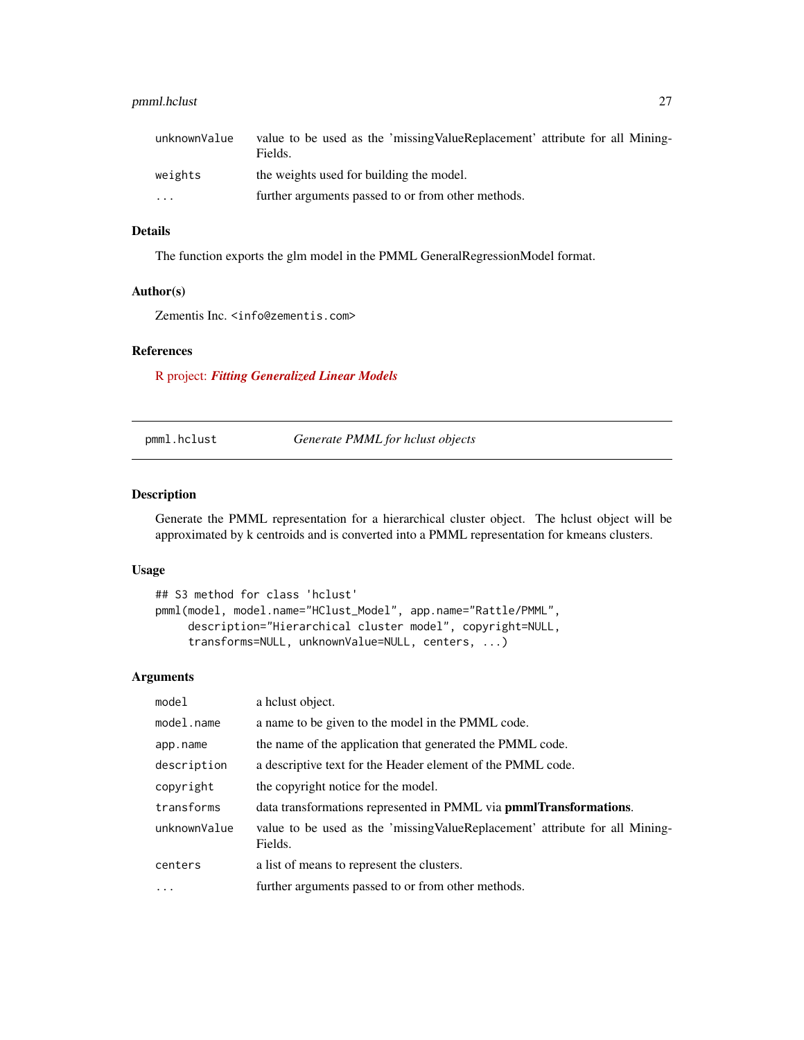| | |
|---|---|
| unknownValue | value to be used as the 'missingValueReplacement' attribute for all MiningFields. |
| weights | the weights used for building the model. |
| ... | further arguments passed to or from other methods. |

### Details

The function exports the glm model in the PMML GeneralRegressionModel format.

### Author(s)

Zementis Inc. <info@zementis.com>

### References

R project: ***Fitting Generalized Linear Models***

---

## pmml.hclust *Generate PMML for hclust objects*

### Description

Generate the PMML representation for a hierarchical cluster object. The hclust object will be approximated by k centroids and is converted into a PMML representation for kmeans clusters.

### Usage

```
## S3 method for class 'hclust'
pmml(model, model.name="HClust_Model", app.name="Rattle/PMML",
     description="Hierarchical cluster model", copyright=NULL,
     transforms=NULL, unknownValue=NULL, centers, ...)
```

### Arguments

| | |
|---|---|
| model | a hclust object. |
| model.name | a name to be given to the model in the PMML code. |
| app.name | the name of the application that generated the PMML code. |
| description | a descriptive text for the Header element of the PMML code. |
| copyright | the copyright notice for the model. |
| transforms | data transformations represented in PMML via **pmmlTransformations**. |
| unknownValue | value to be used as the 'missingValueReplacement' attribute for all MiningFields. |
| centers | a list of means to represent the clusters. |
| ... | further arguments passed to or from other methods. |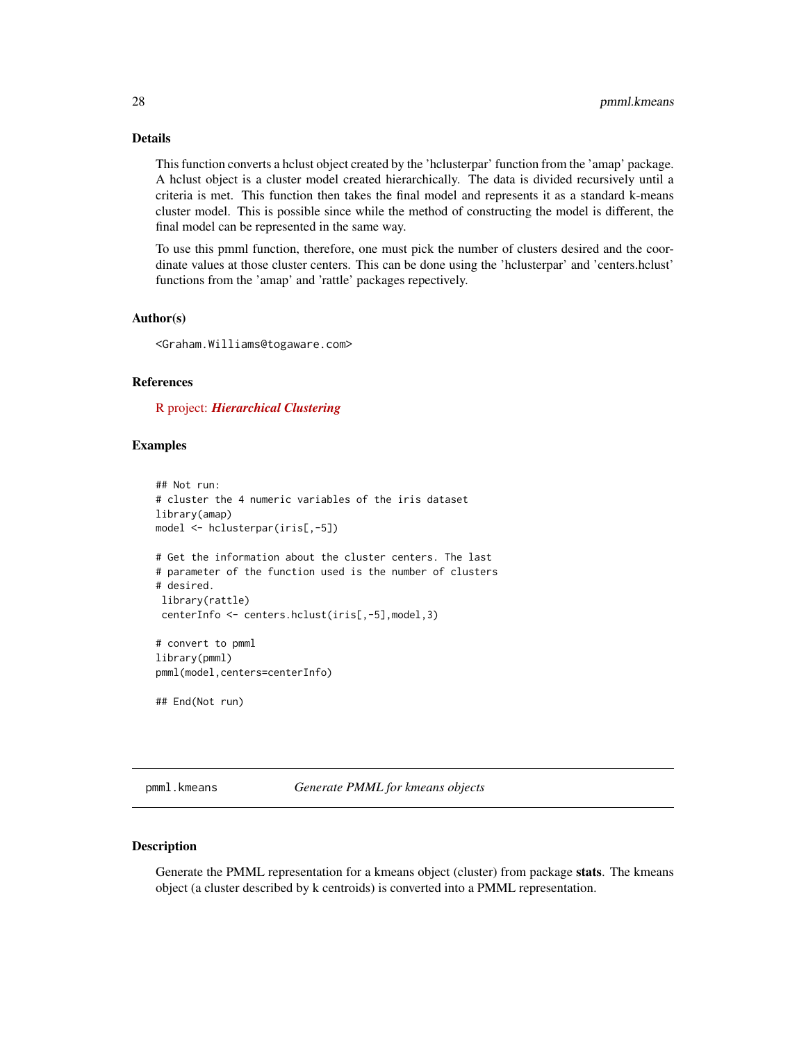## Details

This function converts a hclust object created by the 'hclusterpar' function from the 'amap' package. A hclust object is a cluster model created hierarchically. The data is divided recursively until a criteria is met. This function then takes the final model and represents it as a standard k-means cluster model. This is possible since while the method of constructing the model is different, the final model can be represented in the same way.

To use this pmml function, therefore, one must pick the number of clusters desired and the coordinate values at those cluster centers. This can be done using the 'hclusterpar' and 'centers.hclust' functions from the 'amap' and 'rattle' packages repectively.

## Author(s)

<Graham.Williams@togaware.com>

## References

R project: ***Hierarchical Clustering***

## Examples

```
## Not run:
# cluster the 4 numeric variables of the iris dataset
library(amap)
model <- hclusterpar(iris[,-5])

# Get the information about the cluster centers. The last
# parameter of the function used is the number of clusters
# desired.
 library(rattle)
 centerInfo <- centers.hclust(iris[,-5],model,3)

# convert to pmml
library(pmml)
pmml(model,centers=centerInfo)

## End(Not run)
```

---

# pmml.kmeans *Generate PMML for kmeans objects*

## Description

Generate the PMML representation for a kmeans object (cluster) from package **stats**. The kmeans object (a cluster described by k centroids) is converted into a PMML representation.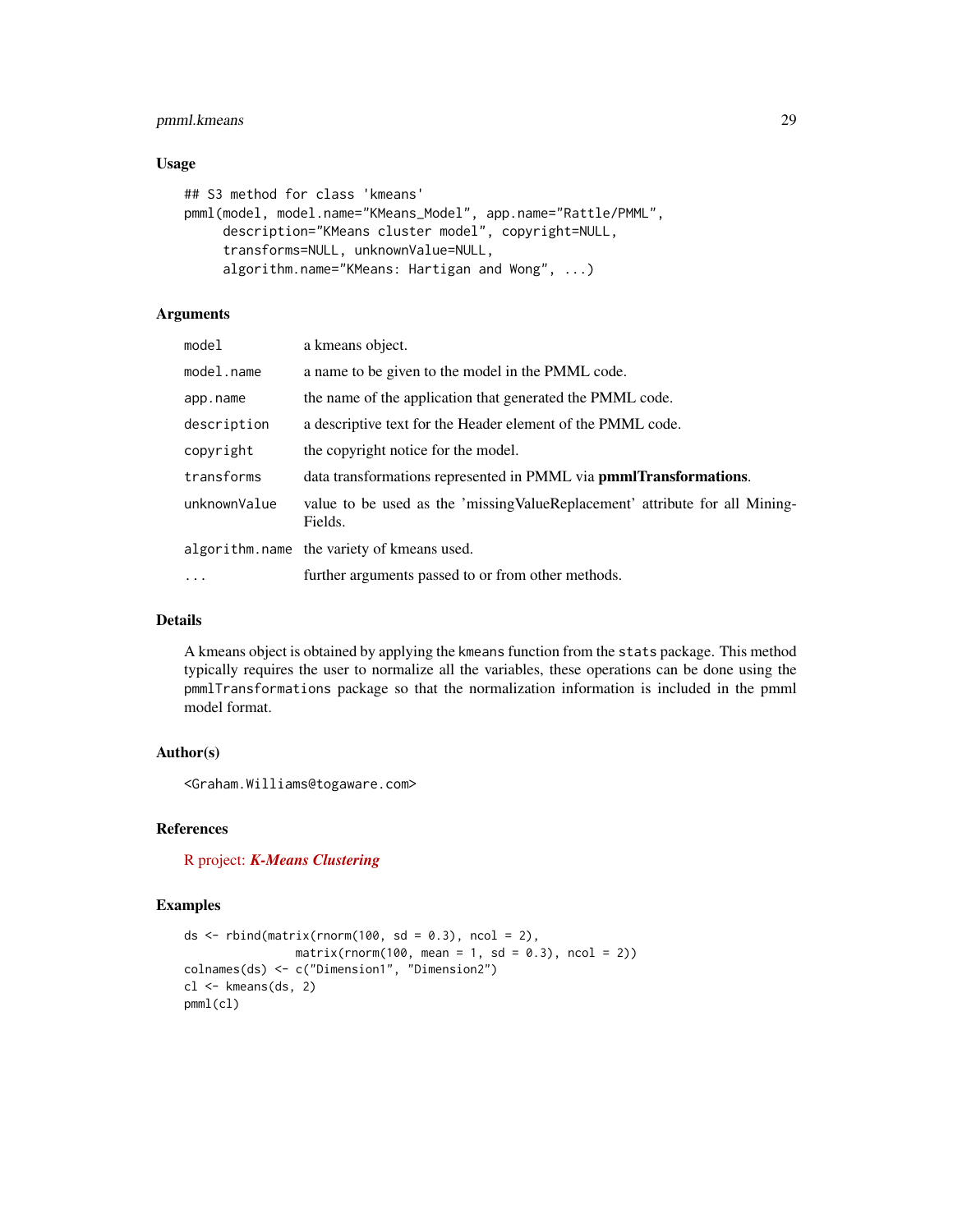## Usage

```
## S3 method for class 'kmeans'
pmml(model, model.name="KMeans_Model", app.name="Rattle/PMML",
     description="KMeans cluster model", copyright=NULL,
     transforms=NULL, unknownValue=NULL,
     algorithm.name="KMeans: Hartigan and Wong", ...)
```

## Arguments

| | |
|---|---|
| `model` | a kmeans object. |
| `model.name` | a name to be given to the model in the PMML code. |
| `app.name` | the name of the application that generated the PMML code. |
| `description` | a descriptive text for the Header element of the PMML code. |
| `copyright` | the copyright notice for the model. |
| `transforms` | data transformations represented in PMML via **pmmlTransformations**. |
| `unknownValue` | value to be used as the 'missingValueReplacement' attribute for all MiningFields. |
| `algorithm.name` | the variety of kmeans used. |
| `...` | further arguments passed to or from other methods. |

## Details

A kmeans object is obtained by applying the `kmeans` function from the `stats` package. This method typically requires the user to normalize all the variables, these operations can be done using the `pmmlTransformations` package so that the normalization information is included in the pmml model format.

## Author(s)

<Graham.Williams@togaware.com>

## References

R project: ***K-Means Clustering***

## Examples

```
ds <- rbind(matrix(rnorm(100, sd = 0.3), ncol = 2),
            matrix(rnorm(100, mean = 1, sd = 0.3), ncol = 2))
colnames(ds) <- c("Dimension1", "Dimension2")
cl <- kmeans(ds, 2)
pmml(cl)
```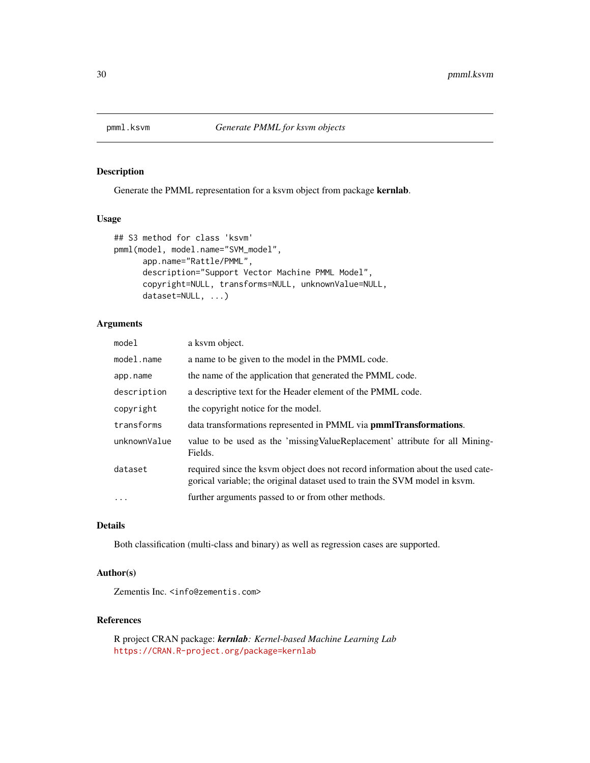pmml.ksvm *Generate PMML for ksvm objects*

## Description

Generate the PMML representation for a ksvm object from package **kernlab**.

## Usage

```
## S3 method for class 'ksvm'
pmml(model, model.name="SVM_model",
      app.name="Rattle/PMML",
      description="Support Vector Machine PMML Model",
      copyright=NULL, transforms=NULL, unknownValue=NULL,
      dataset=NULL, ...)
```

## Arguments

| | |
|---|---|
| `model` | a ksvm object. |
| `model.name` | a name to be given to the model in the PMML code. |
| `app.name` | the name of the application that generated the PMML code. |
| `description` | a descriptive text for the Header element of the PMML code. |
| `copyright` | the copyright notice for the model. |
| `transforms` | data transformations represented in PMML via **pmmlTransformations**. |
| `unknownValue` | value to be used as the 'missingValueReplacement' attribute for all MiningFields. |
| `dataset` | required since the ksvm object does not record information about the used categorical variable; the original dataset used to train the SVM model in ksvm. |
| `...` | further arguments passed to or from other methods. |

## Details

Both classification (multi-class and binary) as well as regression cases are supported.

## Author(s)

Zementis Inc. `<info@zementis.com>`

## References

R project CRAN package: ***kernlab****: Kernel-based Machine Learning Lab*
https://CRAN.R-project.org/package=kernlab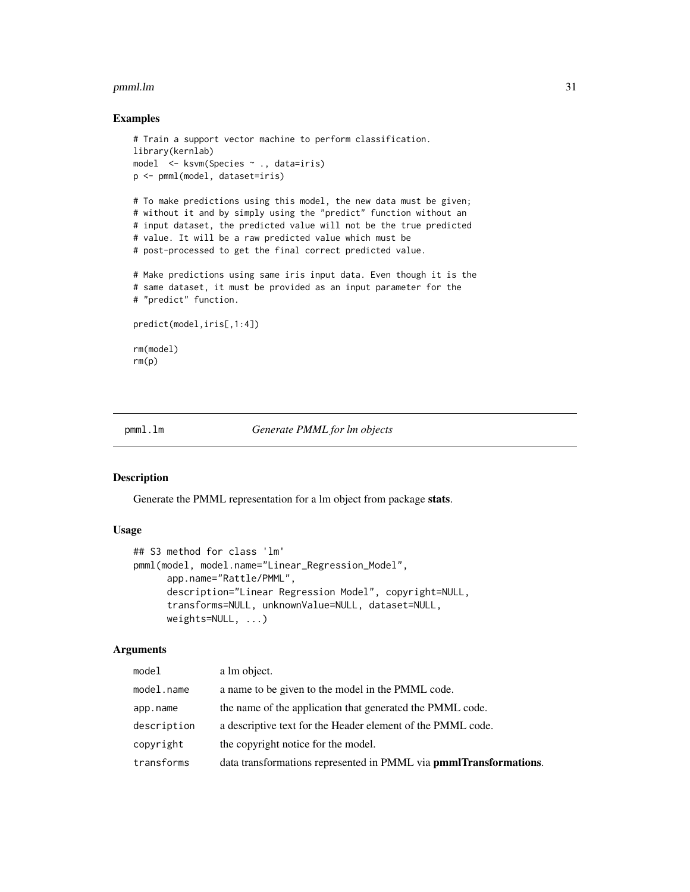## Examples

```
# Train a support vector machine to perform classification.
library(kernlab)
model  <- ksvm(Species ~ ., data=iris)
p <- pmml(model, dataset=iris)

# To make predictions using this model, the new data must be given;
# without it and by simply using the "predict" function without an
# input dataset, the predicted value will not be the true predicted
# value. It will be a raw predicted value which must be
# post-processed to get the final correct predicted value.

# Make predictions using same iris input data. Even though it is the
# same dataset, it must be provided as an input parameter for the
# "predict" function.

predict(model,iris[,1:4])

rm(model)
rm(p)
```

---

# pmml.lm — *Generate PMML for lm objects*

## Description

Generate the PMML representation for a lm object from package **stats**.

## Usage

```
## S3 method for class 'lm'
pmml(model, model.name="Linear_Regression_Model",
      app.name="Rattle/PMML",
      description="Linear Regression Model", copyright=NULL,
      transforms=NULL, unknownValue=NULL, dataset=NULL,
      weights=NULL, ...)
```

## Arguments

| | |
|---|---|
| `model` | a lm object. |
| `model.name` | a name to be given to the model in the PMML code. |
| `app.name` | the name of the application that generated the PMML code. |
| `description` | a descriptive text for the Header element of the PMML code. |
| `copyright` | the copyright notice for the model. |
| `transforms` | data transformations represented in PMML via **pmmlTransformations**. |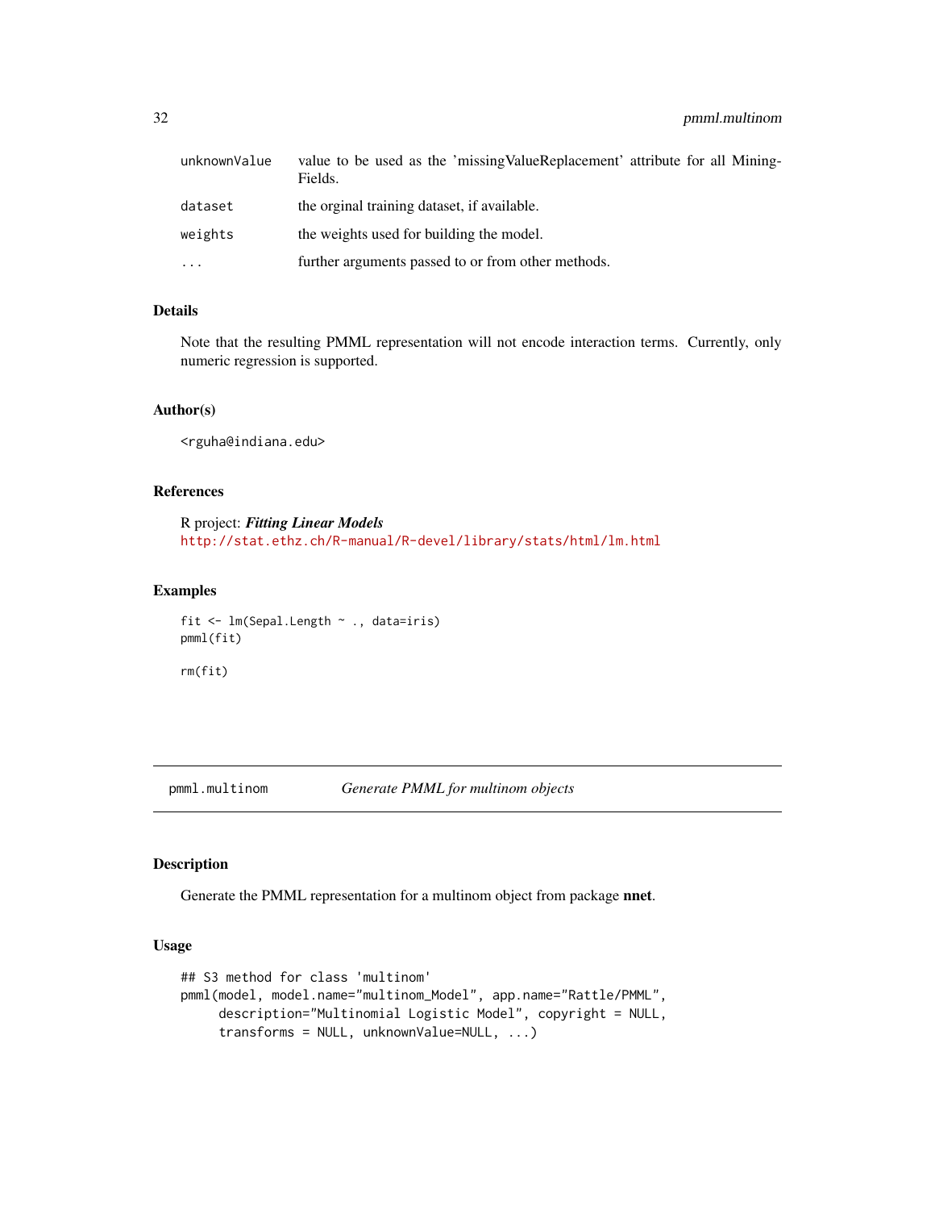| | |
|---|---|
| unknownValue | value to be used as the 'missingValueReplacement' attribute for all MiningFields. |
| dataset | the orginal training dataset, if available. |
| weights | the weights used for building the model. |
| ... | further arguments passed to or from other methods. |

### Details

Note that the resulting PMML representation will not encode interaction terms. Currently, only numeric regression is supported.

### Author(s)

<rguha@indiana.edu>

### References

R project: ***Fitting Linear Models***
http://stat.ethz.ch/R-manual/R-devel/library/stats/html/lm.html

### Examples

```
fit <- lm(Sepal.Length ~ ., data=iris)
pmml(fit)

rm(fit)
```

---

## pmml.multinom — *Generate PMML for multinom objects*

### Description

Generate the PMML representation for a multinom object from package **nnet**.

### Usage

```
## S3 method for class 'multinom'
pmml(model, model.name="multinom_Model", app.name="Rattle/PMML",
     description="Multinomial Logistic Model", copyright = NULL,
     transforms = NULL, unknownValue=NULL, ...)
```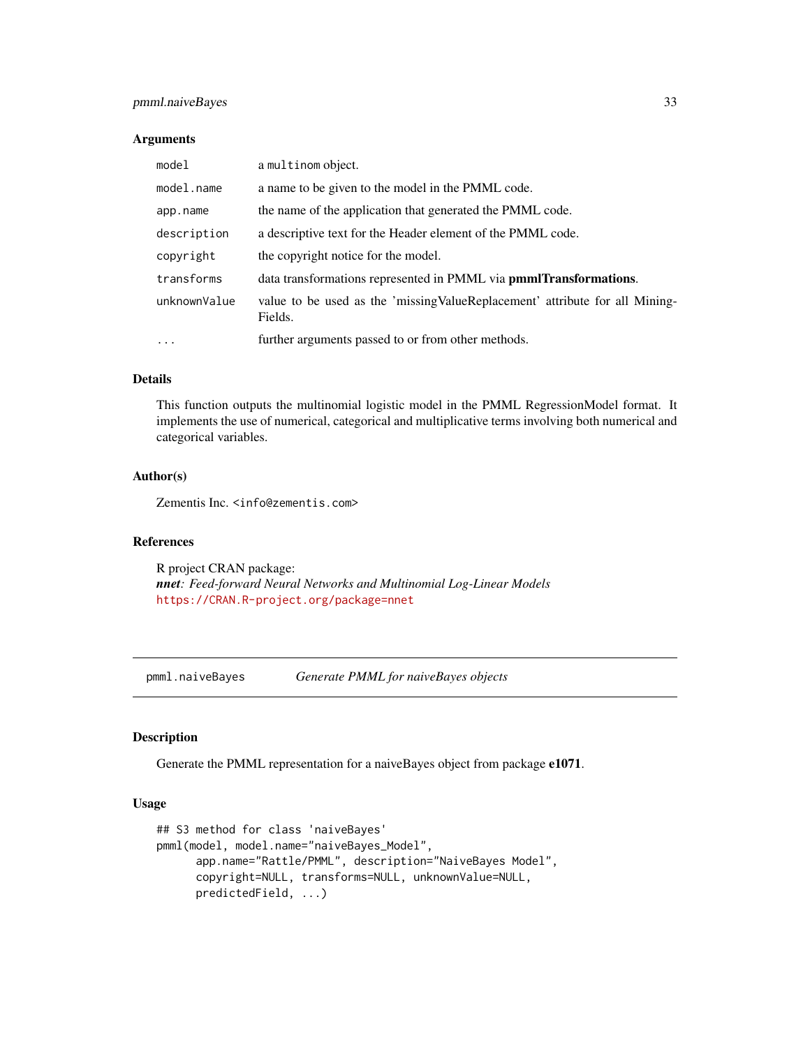### Arguments

| | |
|---|---|
| `model` | a `multinom` object. |
| `model.name` | a name to be given to the model in the PMML code. |
| `app.name` | the name of the application that generated the PMML code. |
| `description` | a descriptive text for the Header element of the PMML code. |
| `copyright` | the copyright notice for the model. |
| `transforms` | data transformations represented in PMML via **pmmlTransformations**. |
| `unknownValue` | value to be used as the 'missingValueReplacement' attribute for all MiningFields. |
| `...` | further arguments passed to or from other methods. |

### Details

This function outputs the multinomial logistic model in the PMML RegressionModel format. It implements the use of numerical, categorical and multiplicative terms involving both numerical and categorical variables.

### Author(s)

Zementis Inc. `<info@zementis.com>`

### References

R project CRAN package:
***nnet**: Feed-forward Neural Networks and Multinomial Log-Linear Models*
https://CRAN.R-project.org/package=nnet

---

## pmml.naiveBayes — *Generate PMML for naiveBayes objects*

---

### Description

Generate the PMML representation for a naiveBayes object from package **e1071**.

### Usage

```
## S3 method for class 'naiveBayes'
pmml(model, model.name="naiveBayes_Model",
      app.name="Rattle/PMML", description="NaiveBayes Model",
      copyright=NULL, transforms=NULL, unknownValue=NULL,
      predictedField, ...)
```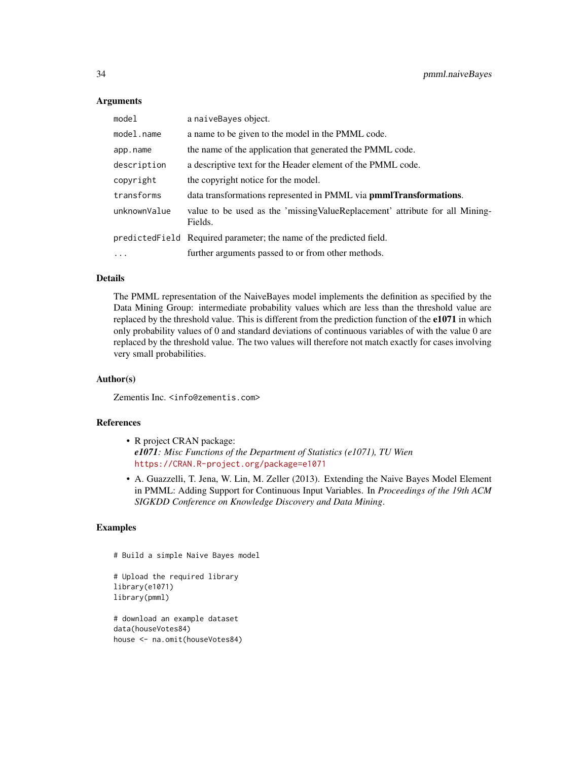### Arguments

| | |
|---|---|
| `model` | a `naiveBayes` object. |
| `model.name` | a name to be given to the model in the PMML code. |
| `app.name` | the name of the application that generated the PMML code. |
| `description` | a descriptive text for the Header element of the PMML code. |
| `copyright` | the copyright notice for the model. |
| `transforms` | data transformations represented in PMML via **pmmlTransformations**. |
| `unknownValue` | value to be used as the 'missingValueReplacement' attribute for all MiningFields. |
| `predictedField` | Required parameter; the name of the predicted field. |
| `...` | further arguments passed to or from other methods. |

### Details

The PMML representation of the NaiveBayes model implements the definition as specified by the Data Mining Group: intermediate probability values which are less than the threshold value are replaced by the threshold value. This is different from the prediction function of the **e1071** in which only probability values of 0 and standard deviations of continuous variables of with the value 0 are replaced by the threshold value. The two values will therefore not match exactly for cases involving very small probabilities.

### Author(s)

Zementis Inc. `<info@zementis.com>`

### References

- R project CRAN package:
  ***e1071****: Misc Functions of the Department of Statistics (e1071), TU Wien*
  https://CRAN.R-project.org/package=e1071
- A. Guazzelli, T. Jena, W. Lin, M. Zeller (2013). Extending the Naive Bayes Model Element in PMML: Adding Support for Continuous Input Variables. In *Proceedings of the 19th ACM SIGKDD Conference on Knowledge Discovery and Data Mining*.

### Examples

```
# Build a simple Naive Bayes model

# Upload the required library
library(e1071)
library(pmml)

# download an example dataset
data(houseVotes84)
house <- na.omit(houseVotes84)
```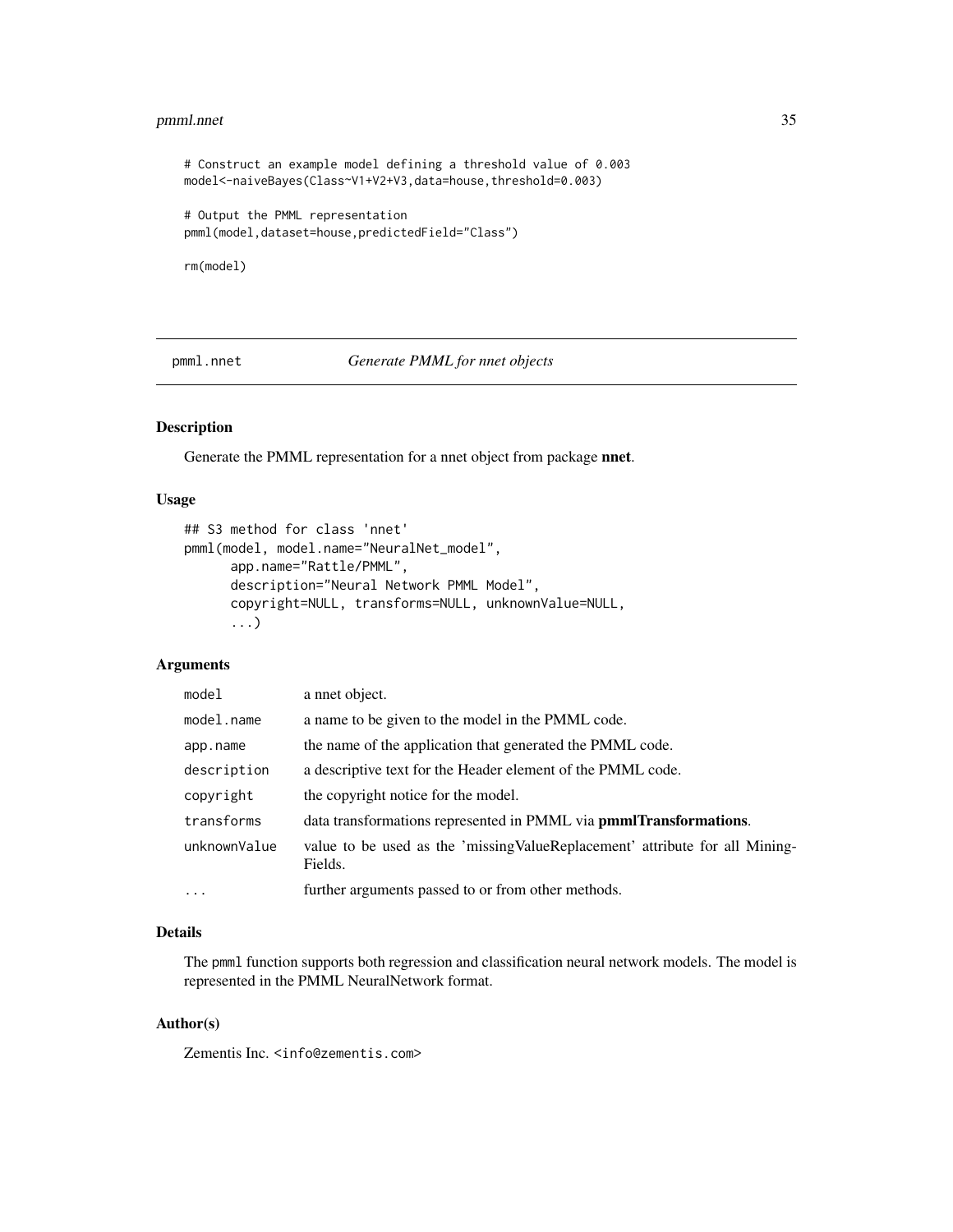```
# Construct an example model defining a threshold value of 0.003
model<-naiveBayes(Class~V1+V2+V3,data=house,threshold=0.003)

# Output the PMML representation
pmml(model,dataset=house,predictedField="Class")

rm(model)
```

---

## pmml.nnet *Generate PMML for nnet objects*

---

### Description

Generate the PMML representation for a nnet object from package **nnet**.

### Usage

```
## S3 method for class 'nnet'
pmml(model, model.name="NeuralNet_model",
      app.name="Rattle/PMML",
      description="Neural Network PMML Model",
      copyright=NULL, transforms=NULL, unknownValue=NULL,
      ...)
```

### Arguments

| | |
|---|---|
| `model` | a nnet object. |
| `model.name` | a name to be given to the model in the PMML code. |
| `app.name` | the name of the application that generated the PMML code. |
| `description` | a descriptive text for the Header element of the PMML code. |
| `copyright` | the copyright notice for the model. |
| `transforms` | data transformations represented in PMML via **pmmlTransformations**. |
| `unknownValue` | value to be used as the 'missingValueReplacement' attribute for all MiningFields. |
| `...` | further arguments passed to or from other methods. |

### Details

The `pmml` function supports both regression and classification neural network models. The model is represented in the PMML NeuralNetwork format.

### Author(s)

Zementis Inc. `<info@zementis.com>`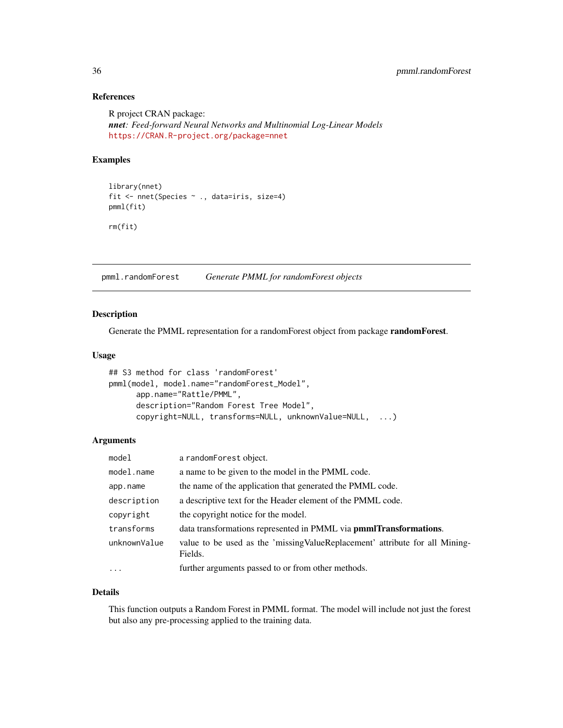### References

R project CRAN package:
***nnet****: Feed-forward Neural Networks and Multinomial Log-Linear Models*
https://CRAN.R-project.org/package=nnet

### Examples

```
library(nnet)
fit <- nnet(Species ~ ., data=iris, size=4)
pmml(fit)

rm(fit)
```

---

## pmml.randomForest    *Generate PMML for randomForest objects*

---

### Description

Generate the PMML representation for a randomForest object from package **randomForest**.

### Usage

```
## S3 method for class 'randomForest'
pmml(model, model.name="randomForest_Model",
      app.name="Rattle/PMML",
      description="Random Forest Tree Model",
      copyright=NULL, transforms=NULL, unknownValue=NULL,  ...)
```

### Arguments

| | |
|---|---|
| `model` | a `randomForest` object. |
| `model.name` | a name to be given to the model in the PMML code. |
| `app.name` | the name of the application that generated the PMML code. |
| `description` | a descriptive text for the Header element of the PMML code. |
| `copyright` | the copyright notice for the model. |
| `transforms` | data transformations represented in PMML via **pmmlTransformations**. |
| `unknownValue` | value to be used as the 'missingValueReplacement' attribute for all MiningFields. |
| `...` | further arguments passed to or from other methods. |

### Details

This function outputs a Random Forest in PMML format. The model will include not just the forest but also any pre-processing applied to the training data.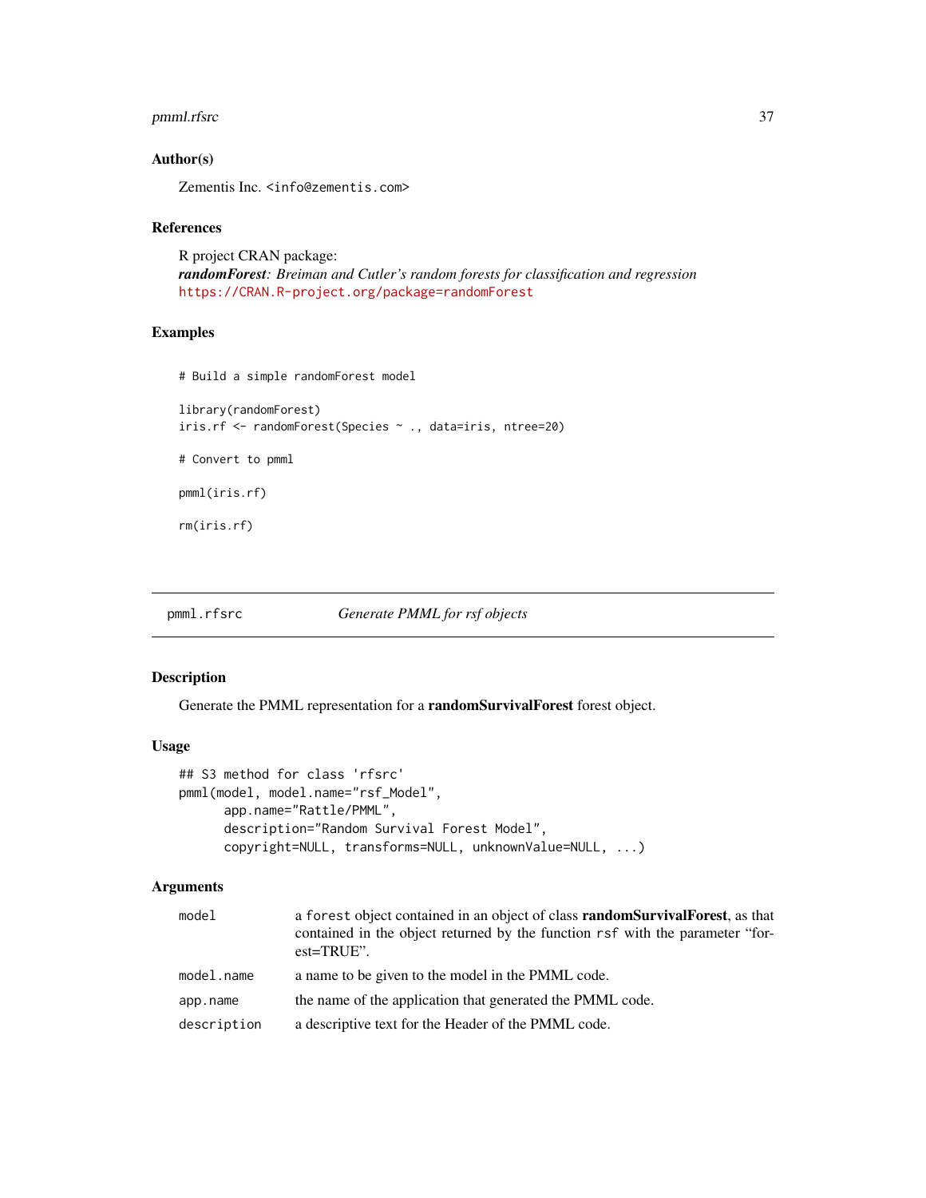### Author(s)

Zementis Inc. <info@zementis.com>

### References

R project CRAN package:
***randomForest****: Breiman and Cutler's random forests for classification and regression*
https://CRAN.R-project.org/package=randomForest

### Examples

```
# Build a simple randomForest model

library(randomForest)
iris.rf <- randomForest(Species ~ ., data=iris, ntree=20)

# Convert to pmml

pmml(iris.rf)

rm(iris.rf)
```

---

## pmml.rfsrc *Generate PMML for rsf objects*

---

### Description

Generate the PMML representation for a **randomSurvivalForest** forest object.

### Usage

```
## S3 method for class 'rfsrc'
pmml(model, model.name="rsf_Model",
      app.name="Rattle/PMML",
      description="Random Survival Forest Model",
      copyright=NULL, transforms=NULL, unknownValue=NULL, ...)
```

### Arguments

| | |
|---|---|
| `model` | a `forest` object contained in an object of class **randomSurvivalForest**, as that contained in the object returned by the function `rsf` with the parameter "forest=TRUE". |
| `model.name` | a name to be given to the model in the PMML code. |
| `app.name` | the name of the application that generated the PMML code. |
| `description` | a descriptive text for the Header of the PMML code. |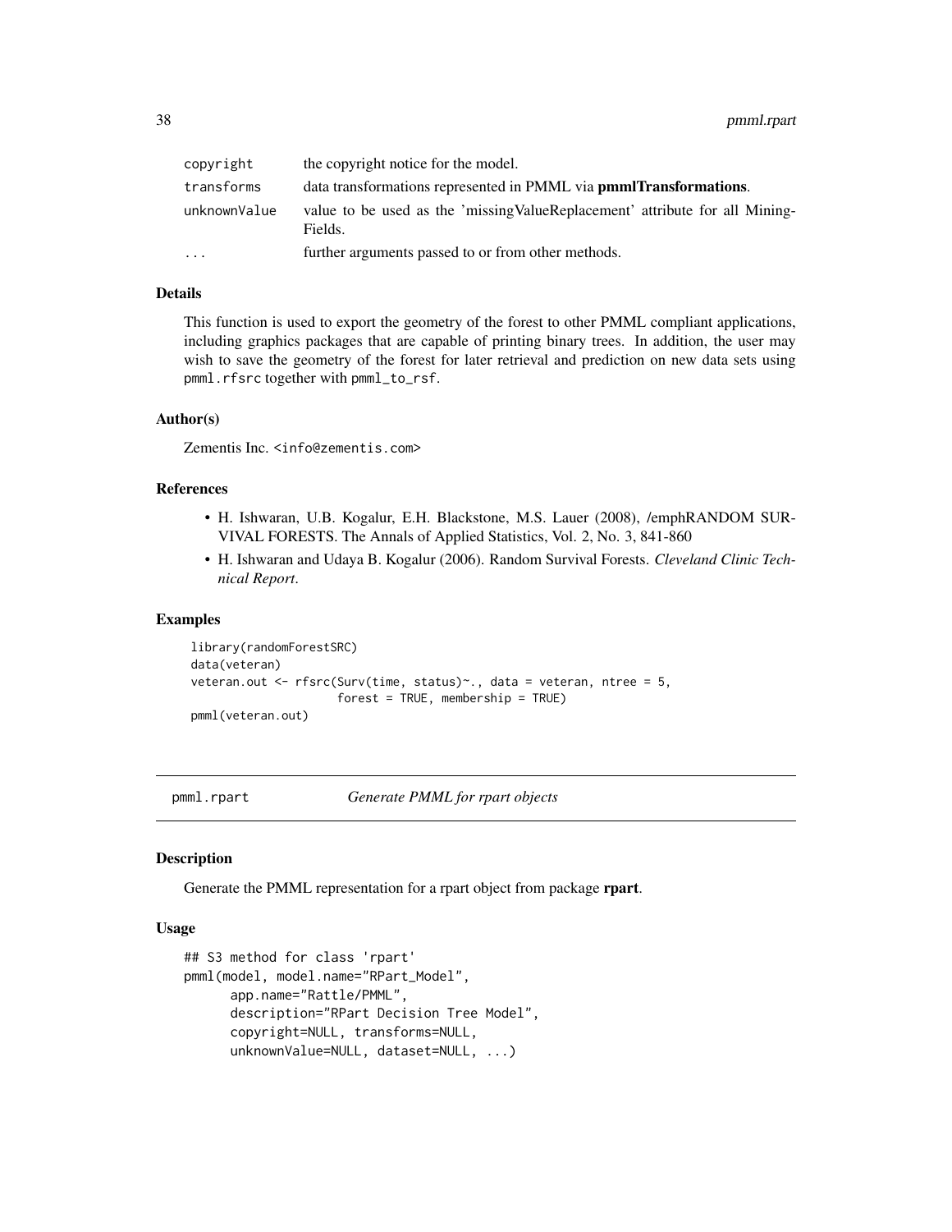| | |
|---|---|
| `copyright` | the copyright notice for the model. |
| `transforms` | data transformations represented in PMML via **pmmlTransformations**. |
| `unknownValue` | value to be used as the 'missingValueReplacement' attribute for all MiningFields. |
| `...` | further arguments passed to or from other methods. |

### Details

This function is used to export the geometry of the forest to other PMML compliant applications, including graphics packages that are capable of printing binary trees. In addition, the user may wish to save the geometry of the forest for later retrieval and prediction on new data sets using `pmml.rfsrc` together with `pmml_to_rsf`.

### Author(s)

Zementis Inc. <info@zementis.com>

### References

- H. Ishwaran, U.B. Kogalur, E.H. Blackstone, M.S. Lauer (2008), /emphRANDOM SURVIVAL FORESTS. The Annals of Applied Statistics, Vol. 2, No. 3, 841-860
- H. Ishwaran and Udaya B. Kogalur (2006). Random Survival Forests. *Cleveland Clinic Technical Report*.

### Examples

```
library(randomForestSRC)
data(veteran)
veteran.out <- rfsrc(Surv(time, status)~., data = veteran, ntree = 5,
                     forest = TRUE, membership = TRUE)
pmml(veteran.out)
```

---

## pmml.rpart — *Generate PMML for rpart objects*

---

### Description

Generate the PMML representation for a rpart object from package **rpart**.

### Usage

```
## S3 method for class 'rpart'
pmml(model, model.name="RPart_Model",
      app.name="Rattle/PMML",
      description="RPart Decision Tree Model",
      copyright=NULL, transforms=NULL,
      unknownValue=NULL, dataset=NULL, ...)
```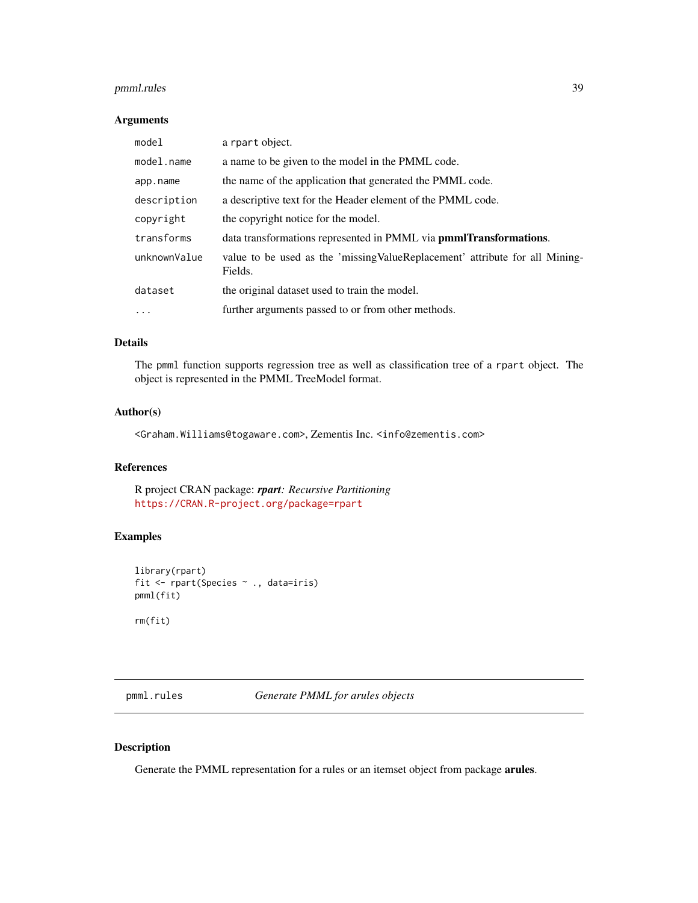### Arguments

| | |
|---|---|
| `model` | a `rpart` object. |
| `model.name` | a name to be given to the model in the PMML code. |
| `app.name` | the name of the application that generated the PMML code. |
| `description` | a descriptive text for the Header element of the PMML code. |
| `copyright` | the copyright notice for the model. |
| `transforms` | data transformations represented in PMML via **pmmlTransformations**. |
| `unknownValue` | value to be used as the 'missingValueReplacement' attribute for all MiningFields. |
| `dataset` | the original dataset used to train the model. |
| `...` | further arguments passed to or from other methods. |

### Details

The `pmml` function supports regression tree as well as classification tree of a `rpart` object. The object is represented in the PMML TreeModel format.

### Author(s)

`<Graham.Williams@togaware.com>`, Zementis Inc. `<info@zementis.com>`

### References

R project CRAN package: ***rpart****: Recursive Partitioning*
https://CRAN.R-project.org/package=rpart

### Examples

```
library(rpart)
fit <- rpart(Species ~ ., data=iris)
pmml(fit)

rm(fit)
```

---

## pmml.rules *Generate PMML for arules objects*

---

### Description

Generate the PMML representation for a rules or an itemset object from package **arules**.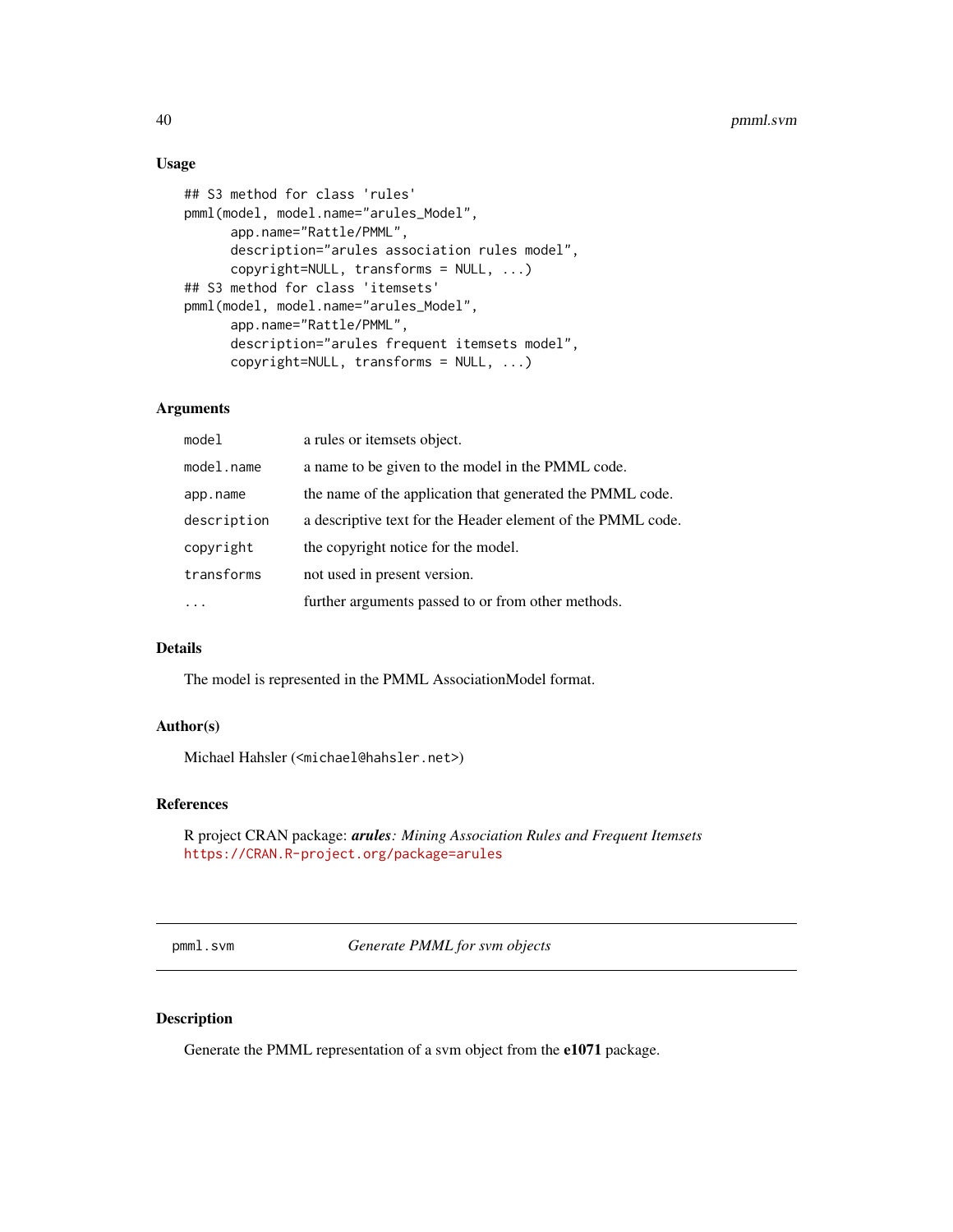### Usage

```
## S3 method for class 'rules'
pmml(model, model.name="arules_Model",
      app.name="Rattle/PMML",
      description="arules association rules model",
      copyright=NULL, transforms = NULL, ...)
## S3 method for class 'itemsets'
pmml(model, model.name="arules_Model",
      app.name="Rattle/PMML",
      description="arules frequent itemsets model",
      copyright=NULL, transforms = NULL, ...)
```

### Arguments

| | |
|---|---|
| `model` | a rules or itemsets object. |
| `model.name` | a name to be given to the model in the PMML code. |
| `app.name` | the name of the application that generated the PMML code. |
| `description` | a descriptive text for the Header element of the PMML code. |
| `copyright` | the copyright notice for the model. |
| `transforms` | not used in present version. |
| `...` | further arguments passed to or from other methods. |

### Details

The model is represented in the PMML AssociationModel format.

### Author(s)

Michael Hahsler (<michael@hahsler.net>)

### References

R project CRAN package: ***arules****: Mining Association Rules and Frequent Itemsets*
https://CRAN.R-project.org/package=arules

---

## pmml.svm — *Generate PMML for svm objects*

### Description

Generate the PMML representation of a svm object from the **e1071** package.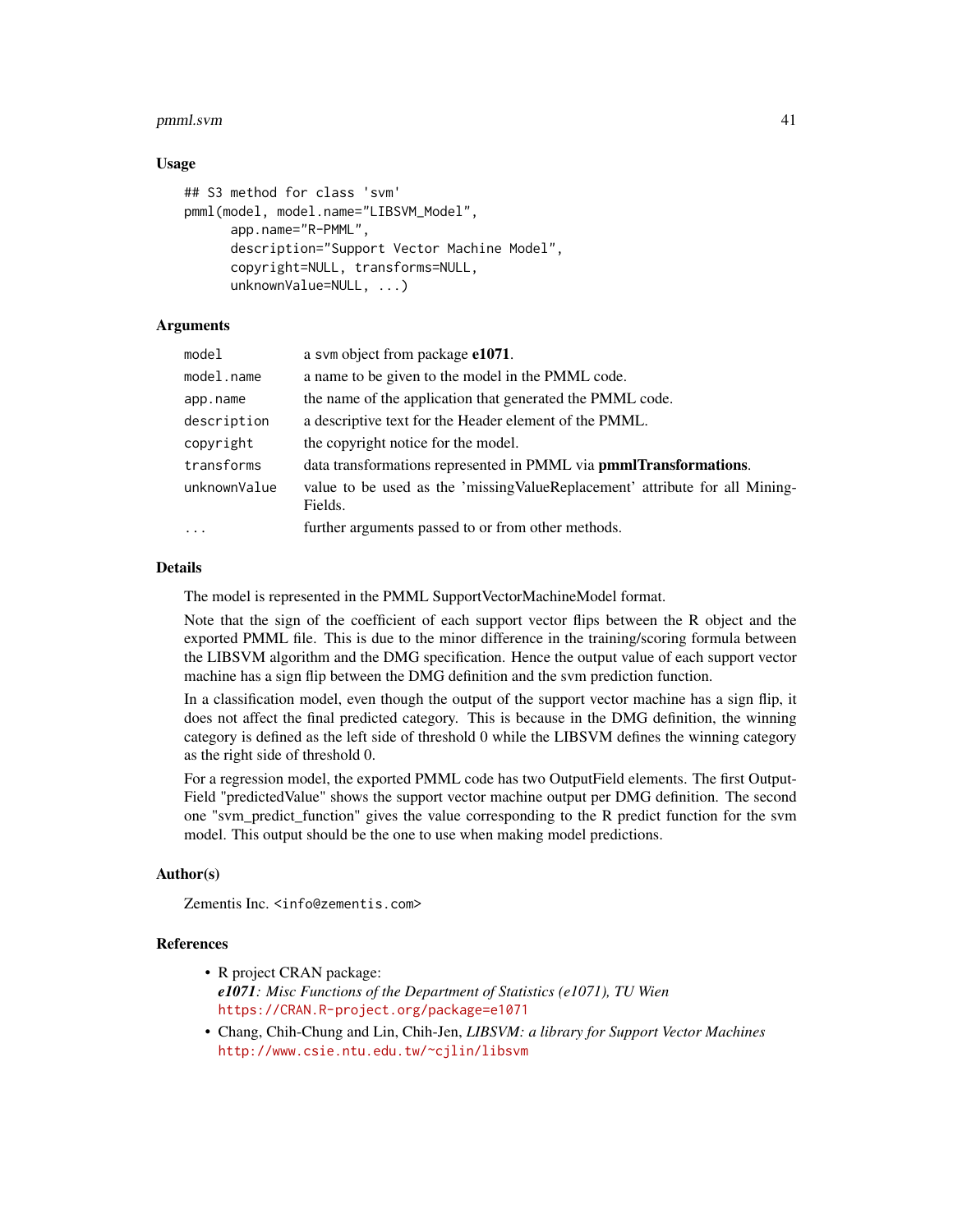## Usage

```
## S3 method for class 'svm'
pmml(model, model.name="LIBSVM_Model",
      app.name="R-PMML",
      description="Support Vector Machine Model",
      copyright=NULL, transforms=NULL,
      unknownValue=NULL, ...)
```

## Arguments

| | |
|---|---|
| `model` | a svm object from package **e1071**. |
| `model.name` | a name to be given to the model in the PMML code. |
| `app.name` | the name of the application that generated the PMML code. |
| `description` | a descriptive text for the Header element of the PMML. |
| `copyright` | the copyright notice for the model. |
| `transforms` | data transformations represented in PMML via **pmmlTransformations**. |
| `unknownValue` | value to be used as the 'missingValueReplacement' attribute for all MiningFields. |
| `...` | further arguments passed to or from other methods. |

## Details

The model is represented in the PMML SupportVectorMachineModel format.

Note that the sign of the coefficient of each support vector flips between the R object and the exported PMML file. This is due to the minor difference in the training/scoring formula between the LIBSVM algorithm and the DMG specification. Hence the output value of each support vector machine has a sign flip between the DMG definition and the svm prediction function.

In a classification model, even though the output of the support vector machine has a sign flip, it does not affect the final predicted category. This is because in the DMG definition, the winning category is defined as the left side of threshold 0 while the LIBSVM defines the winning category as the right side of threshold 0.

For a regression model, the exported PMML code has two OutputField elements. The first OutputField "predictedValue" shows the support vector machine output per DMG definition. The second one "svm_predict_function" gives the value corresponding to the R predict function for the svm model. This output should be the one to use when making model predictions.

## Author(s)

Zementis Inc. `<info@zementis.com>`

## References

- R project CRAN package:
  ***e1071****: Misc Functions of the Department of Statistics (e1071), TU Wien*
  https://CRAN.R-project.org/package=e1071
- Chang, Chih-Chung and Lin, Chih-Jen, *LIBSVM: a library for Support Vector Machines*
  http://www.csie.ntu.edu.tw/~cjlin/libsvm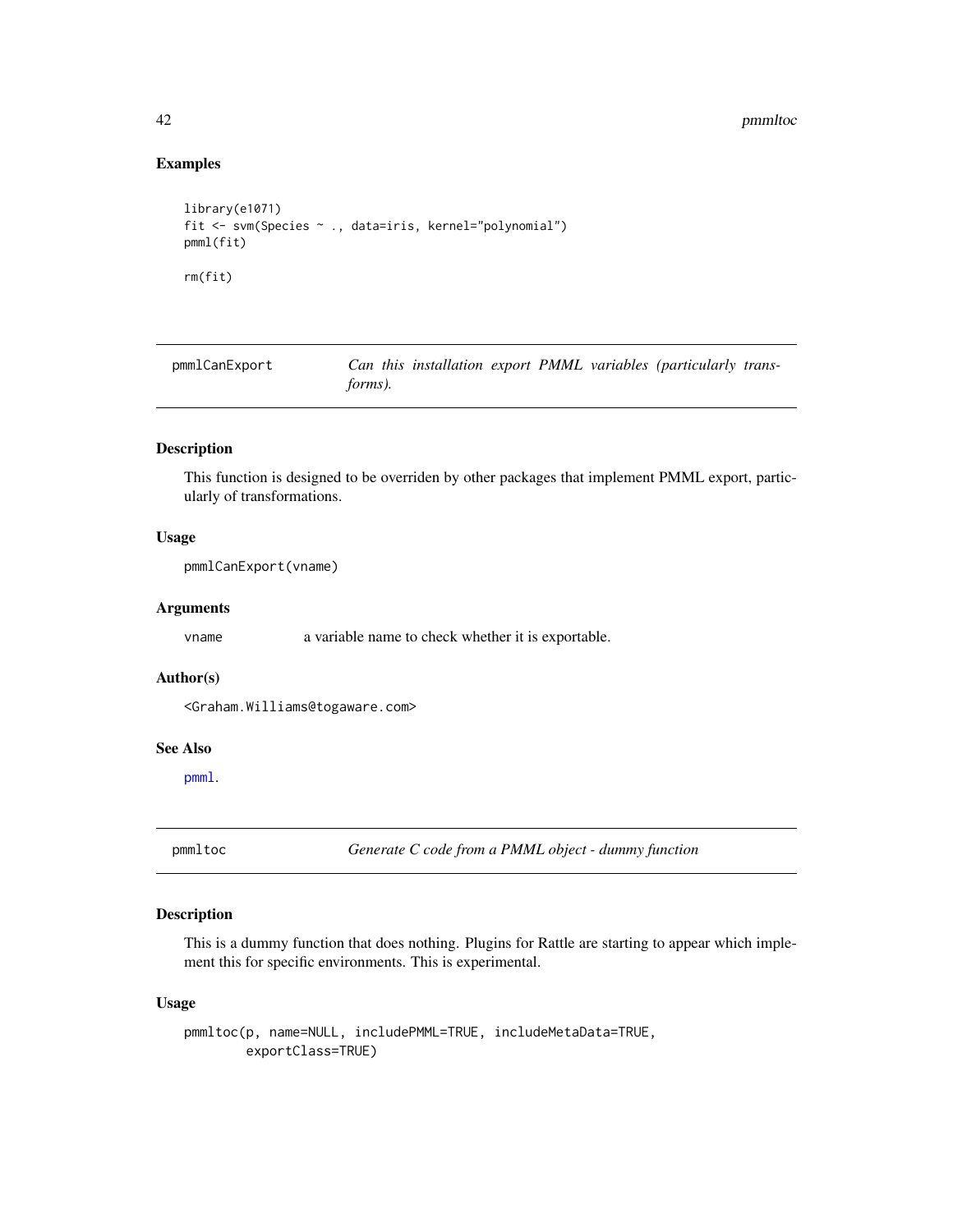## Examples

```
library(e1071)
fit <- svm(Species ~ ., data=iris, kernel="polynomial")
pmml(fit)

rm(fit)
```

---

# pmmlCanExport — *Can this installation export PMML variables (particularly transforms).*

### Description

This function is designed to be overriden by other packages that implement PMML export, particularly of transformations.

### Usage

```
pmmlCanExport(vname)
```

### Arguments

| | |
|---|---|
| vname | a variable name to check whether it is exportable. |

### Author(s)

<Graham.Williams@togaware.com>

### See Also

pmml.

---

# pmmltoc — *Generate C code from a PMML object - dummy function*

### Description

This is a dummy function that does nothing. Plugins for Rattle are starting to appear which implement this for specific environments. This is experimental.

### Usage

```
pmmltoc(p, name=NULL, includePMML=TRUE, includeMetaData=TRUE,
        exportClass=TRUE)
```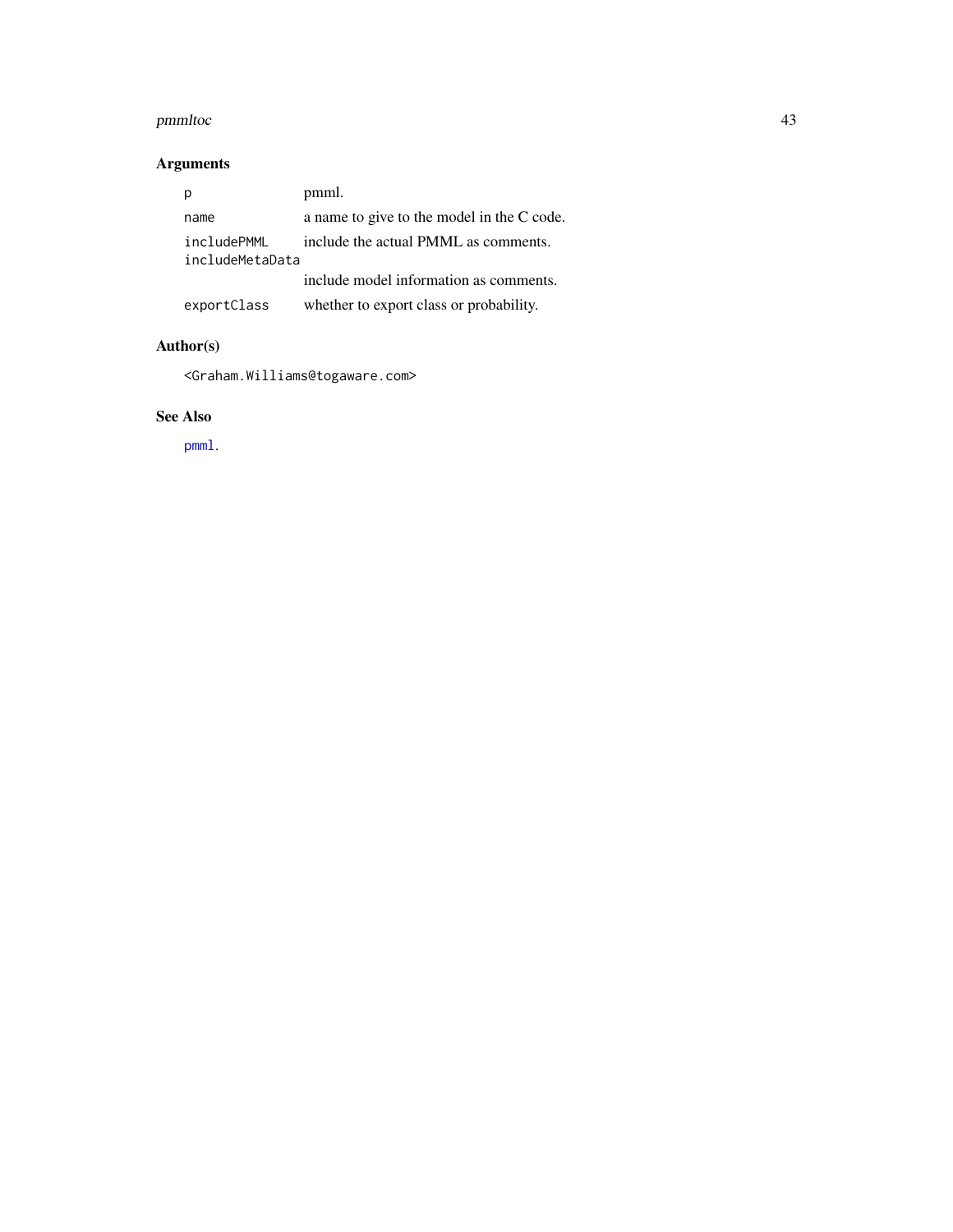## Arguments

| | |
|---|---|
| `p` | pmml. |
| `name` | a name to give to the model in the C code. |
| `includePMML` | include the actual PMML as comments. |
| `includeMetaData` | include model information as comments. |
| `exportClass` | whether to export class or probability. |

## Author(s)

<Graham.Williams@togaware.com>

## See Also

`pmml`.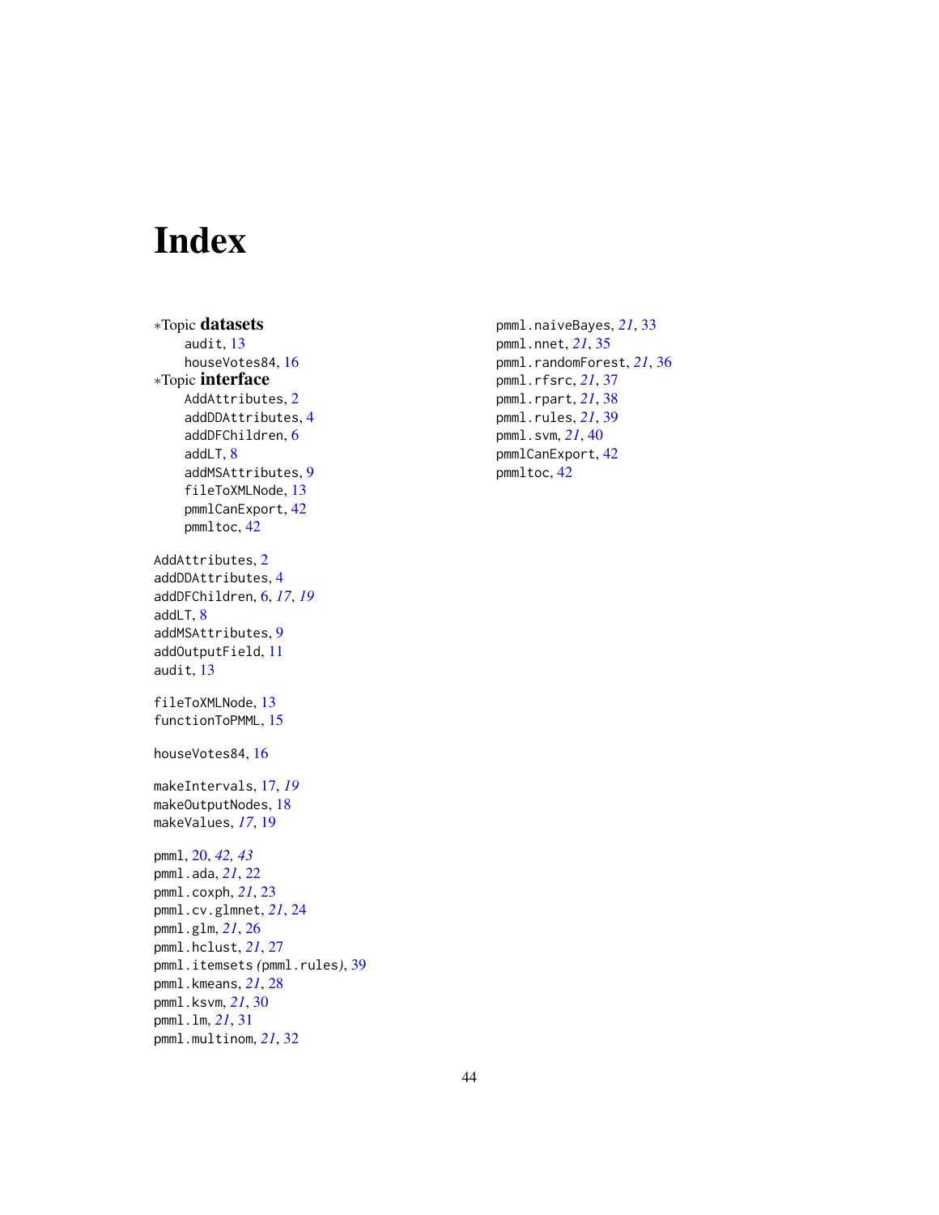# Index

∗Topic **datasets**

- audit, 13
- houseVotes84, 16

∗Topic **interface**

- AddAttributes, 2
- addDDAttributes, 4
- addDFChildren, 6
- addLT, 8
- addMSAttributes, 9
- fileToXMLNode, 13
- pmmlCanExport, 42
- pmmltoc, 42

AddAttributes, 2
addDDAttributes, 4
addDFChildren, 6, *17*, *19*
addLT, 8
addMSAttributes, 9
addOutputField, 11
audit, 13

fileToXMLNode, 13
functionToPMML, 15

houseVotes84, 16

makeIntervals, 17, *19*
makeOutputNodes, 18
makeValues, *17*, 19

pmml, 20, *42*, *43*
pmml.ada, *21*, 22
pmml.coxph, *21*, 23
pmml.cv.glmnet, *21*, 24
pmml.glm, *21*, 26
pmml.hclust, *21*, 27
pmml.itemsets (pmml.rules), 39
pmml.kmeans, *21*, 28
pmml.ksvm, *21*, 30
pmml.lm, *21*, 31
pmml.multinom, *21*, 32
pmml.naiveBayes, *21*, 33
pmml.nnet, *21*, 35
pmml.randomForest, *21*, 36
pmml.rfsrc, *21*, 37
pmml.rpart, *21*, 38
pmml.rules, *21*, 39
pmml.svm, *21*, 40
pmmlCanExport, 42
pmmltoc, 42